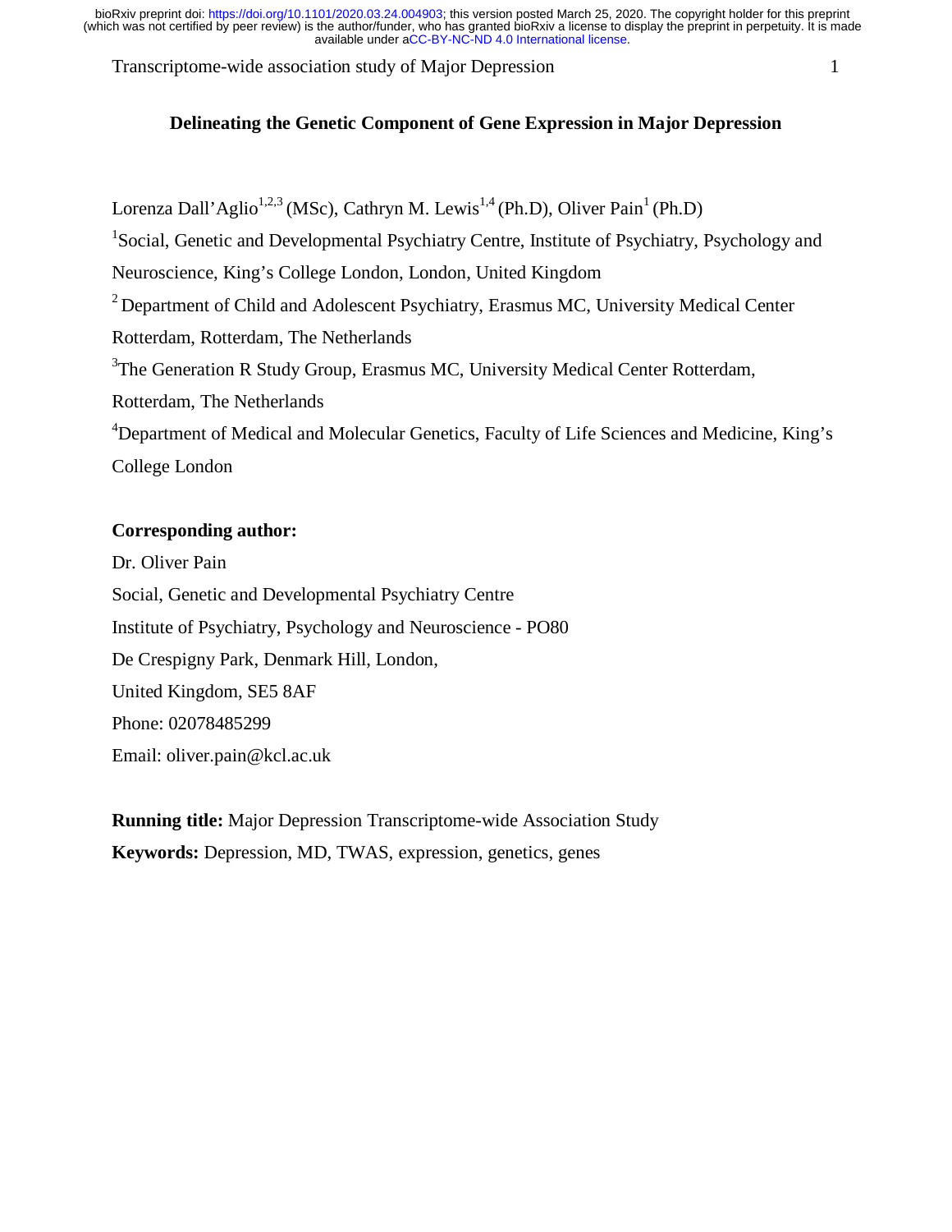# Delineating the Genetic Component of Gene Expression in Major Depression

Lorenza Dall'Aglio[1,2,3] (MSc), Cathryn M. Lewis[1,4] (Ph.D), Oliver Pain[1] (Ph.D)

[1]Social, Genetic and Developmental Psychiatry Centre, Institute of Psychiatry, Psychology and Neuroscience, King's College London, London, United Kingdom

[2] Department of Child and Adolescent Psychiatry, Erasmus MC, University Medical Center Rotterdam, Rotterdam, The Netherlands

[3]The Generation R Study Group, Erasmus MC, University Medical Center Rotterdam, Rotterdam, The Netherlands

[4]Department of Medical and Molecular Genetics, Faculty of Life Sciences and Medicine, King's College London

**Corresponding author:**

Dr. Oliver Pain

Social, Genetic and Developmental Psychiatry Centre

Institute of Psychiatry, Psychology and Neuroscience - PO80

De Crespigny Park, Denmark Hill, London,

United Kingdom, SE5 8AF

Phone: 02078485299

Email: oliver.pain@kcl.ac.uk

**Running title:** Major Depression Transcriptome-wide Association Study

**Keywords:** Depression, MD, TWAS, expression, genetics, genes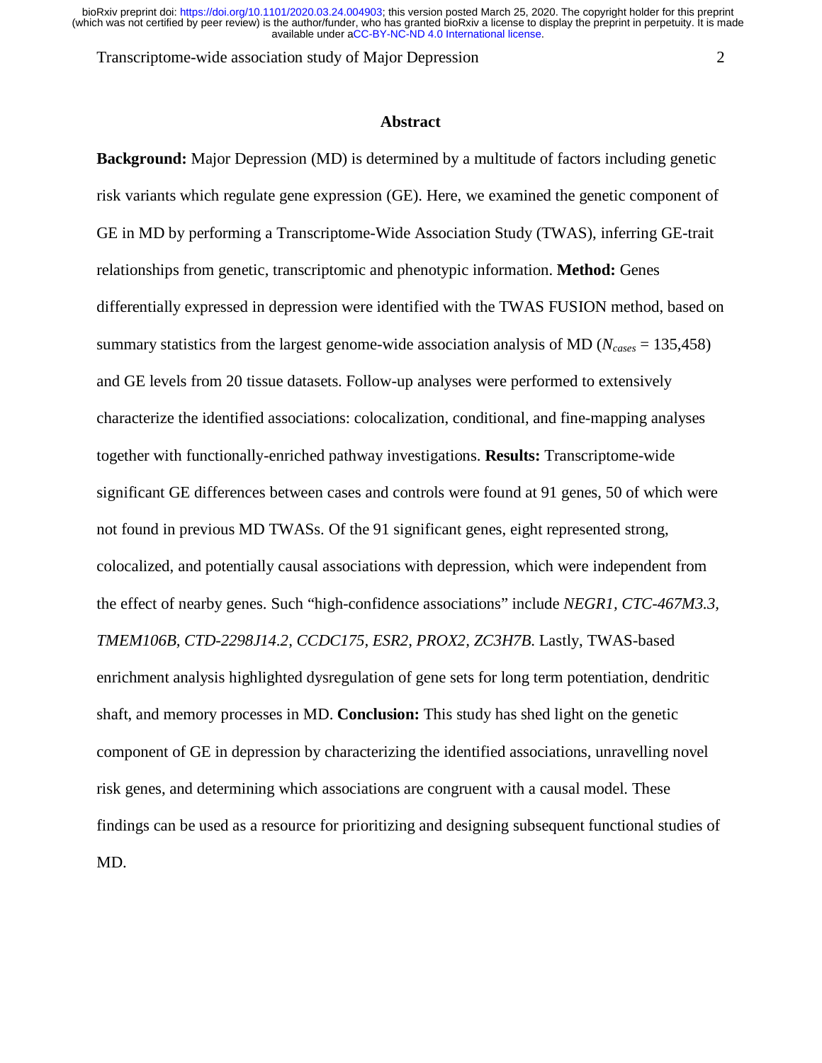## Abstract

**Background:** Major Depression (MD) is determined by a multitude of factors including genetic risk variants which regulate gene expression (GE). Here, we examined the genetic component of GE in MD by performing a Transcriptome-Wide Association Study (TWAS), inferring GE-trait relationships from genetic, transcriptomic and phenotypic information. **Method:** Genes differentially expressed in depression were identified with the TWAS FUSION method, based on summary statistics from the largest genome-wide association analysis of MD ($N_{cases}$ = 135,458) and GE levels from 20 tissue datasets. Follow-up analyses were performed to extensively characterize the identified associations: colocalization, conditional, and fine-mapping analyses together with functionally-enriched pathway investigations. **Results:** Transcriptome-wide significant GE differences between cases and controls were found at 91 genes, 50 of which were not found in previous MD TWASs. Of the 91 significant genes, eight represented strong, colocalized, and potentially causal associations with depression, which were independent from the effect of nearby genes. Such "high-confidence associations" include *NEGR1, CTC-467M3.3, TMEM106B, CTD-2298J14.2, CCDC175, ESR2, PROX2, ZC3H7B.* Lastly, TWAS-based enrichment analysis highlighted dysregulation of gene sets for long term potentiation, dendritic shaft, and memory processes in MD. **Conclusion:** This study has shed light on the genetic component of GE in depression by characterizing the identified associations, unravelling novel risk genes, and determining which associations are congruent with a causal model. These findings can be used as a resource for prioritizing and designing subsequent functional studies of MD.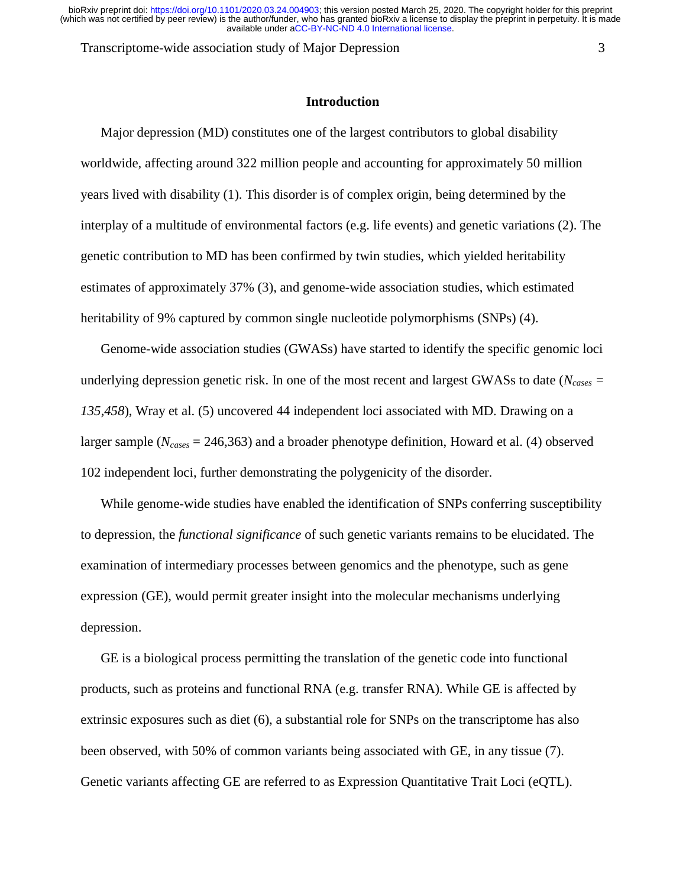## Introduction

Major depression (MD) constitutes one of the largest contributors to global disability worldwide, affecting around 322 million people and accounting for approximately 50 million years lived with disability (1). This disorder is of complex origin, being determined by the interplay of a multitude of environmental factors (e.g. life events) and genetic variations (2). The genetic contribution to MD has been confirmed by twin studies, which yielded heritability estimates of approximately 37% (3), and genome-wide association studies, which estimated heritability of 9% captured by common single nucleotide polymorphisms (SNPs) (4).

Genome-wide association studies (GWASs) have started to identify the specific genomic loci underlying depression genetic risk. In one of the most recent and largest GWASs to date ($N_{cases}$ = *135,458*), Wray et al. (5) uncovered 44 independent loci associated with MD. Drawing on a larger sample ($N_{cases}$ = 246,363) and a broader phenotype definition, Howard et al. (4) observed 102 independent loci, further demonstrating the polygenicity of the disorder.

While genome-wide studies have enabled the identification of SNPs conferring susceptibility to depression, the *functional significance* of such genetic variants remains to be elucidated. The examination of intermediary processes between genomics and the phenotype, such as gene expression (GE), would permit greater insight into the molecular mechanisms underlying depression.

GE is a biological process permitting the translation of the genetic code into functional products, such as proteins and functional RNA (e.g. transfer RNA). While GE is affected by extrinsic exposures such as diet (6), a substantial role for SNPs on the transcriptome has also been observed, with 50% of common variants being associated with GE, in any tissue (7). Genetic variants affecting GE are referred to as Expression Quantitative Trait Loci (eQTL).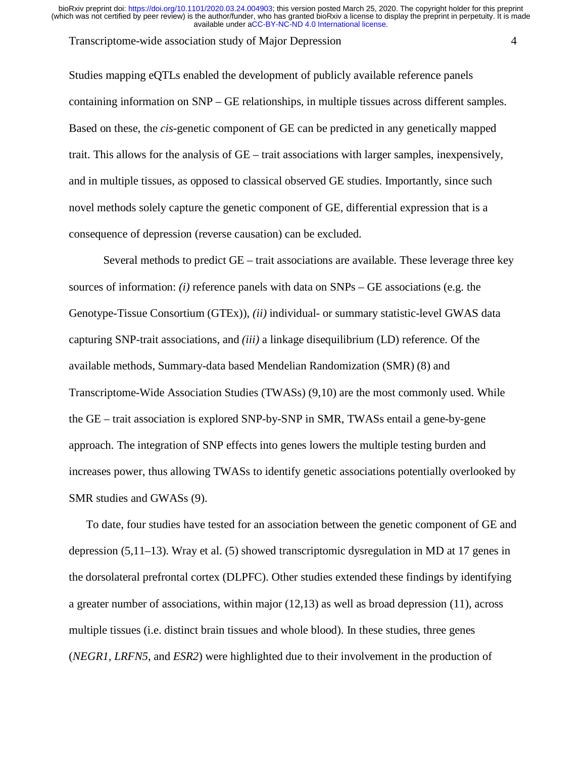Studies mapping eQTLs enabled the development of publicly available reference panels containing information on SNP – GE relationships, in multiple tissues across different samples. Based on these, the *cis*-genetic component of GE can be predicted in any genetically mapped trait. This allows for the analysis of GE – trait associations with larger samples, inexpensively, and in multiple tissues, as opposed to classical observed GE studies. Importantly, since such novel methods solely capture the genetic component of GE, differential expression that is a consequence of depression (reverse causation) can be excluded.

Several methods to predict GE – trait associations are available. These leverage three key sources of information: *(i)* reference panels with data on SNPs – GE associations (e.g. the Genotype-Tissue Consortium (GTEx)), *(ii)* individual- or summary statistic-level GWAS data capturing SNP-trait associations, and *(iii)* a linkage disequilibrium (LD) reference. Of the available methods, Summary-data based Mendelian Randomization (SMR) (8) and Transcriptome-Wide Association Studies (TWASs) (9,10) are the most commonly used. While the GE – trait association is explored SNP-by-SNP in SMR, TWASs entail a gene-by-gene approach. The integration of SNP effects into genes lowers the multiple testing burden and increases power, thus allowing TWASs to identify genetic associations potentially overlooked by SMR studies and GWASs (9).

To date, four studies have tested for an association between the genetic component of GE and depression (5,11–13). Wray et al. (5) showed transcriptomic dysregulation in MD at 17 genes in the dorsolateral prefrontal cortex (DLPFC). Other studies extended these findings by identifying a greater number of associations, within major (12,13) as well as broad depression (11), across multiple tissues (i.e. distinct brain tissues and whole blood). In these studies, three genes (*NEGR1*, *LRFN5*, and *ESR2*) were highlighted due to their involvement in the production of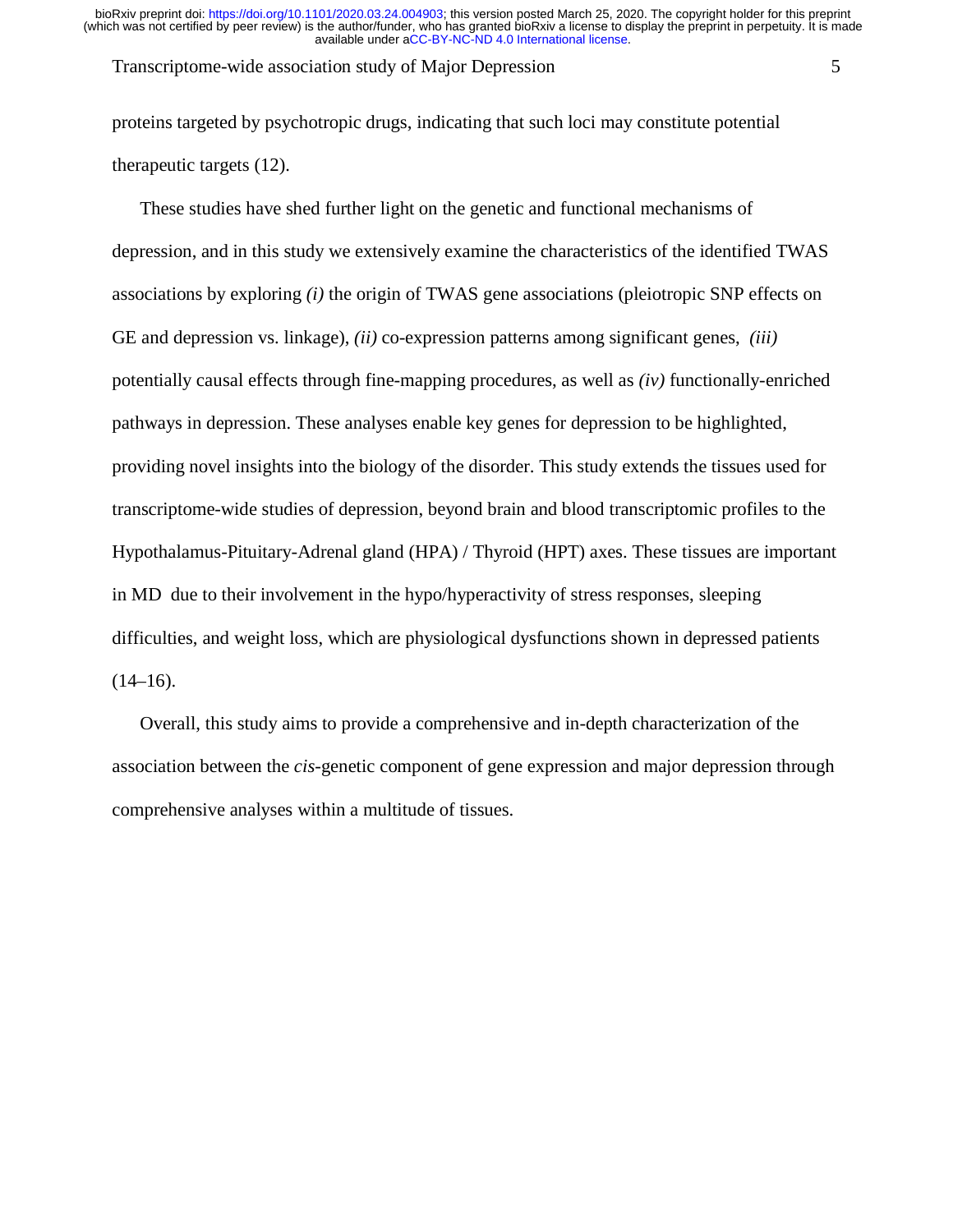proteins targeted by psychotropic drugs, indicating that such loci may constitute potential therapeutic targets (12).

These studies have shed further light on the genetic and functional mechanisms of depression, and in this study we extensively examine the characteristics of the identified TWAS associations by exploring *(i)* the origin of TWAS gene associations (pleiotropic SNP effects on GE and depression vs. linkage), *(ii)* co-expression patterns among significant genes, *(iii)* potentially causal effects through fine-mapping procedures, as well as *(iv)* functionally-enriched pathways in depression. These analyses enable key genes for depression to be highlighted, providing novel insights into the biology of the disorder. This study extends the tissues used for transcriptome-wide studies of depression, beyond brain and blood transcriptomic profiles to the Hypothalamus-Pituitary-Adrenal gland (HPA) / Thyroid (HPT) axes. These tissues are important in MD due to their involvement in the hypo/hyperactivity of stress responses, sleeping difficulties, and weight loss, which are physiological dysfunctions shown in depressed patients (14–16).

Overall, this study aims to provide a comprehensive and in-depth characterization of the association between the *cis*-genetic component of gene expression and major depression through comprehensive analyses within a multitude of tissues.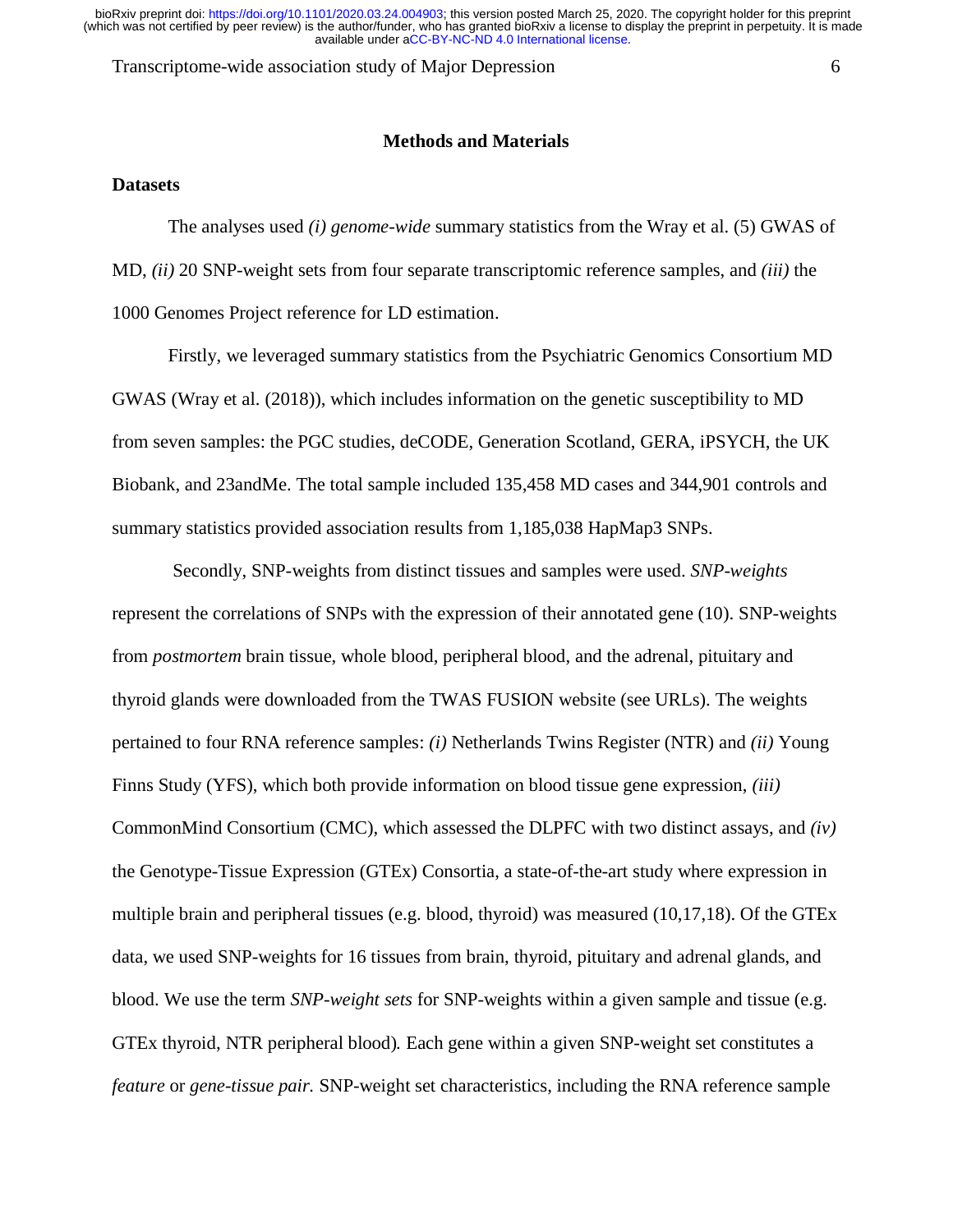## Methods and Materials

### Datasets

The analyses used *(i) genome-wide* summary statistics from the Wray et al. (5) GWAS of MD, *(ii)* 20 SNP-weight sets from four separate transcriptomic reference samples, and *(iii)* the 1000 Genomes Project reference for LD estimation.

Firstly, we leveraged summary statistics from the Psychiatric Genomics Consortium MD GWAS (Wray et al. (2018)), which includes information on the genetic susceptibility to MD from seven samples: the PGC studies, deCODE, Generation Scotland, GERA, iPSYCH, the UK Biobank, and 23andMe. The total sample included 135,458 MD cases and 344,901 controls and summary statistics provided association results from 1,185,038 HapMap3 SNPs.

Secondly, SNP-weights from distinct tissues and samples were used. *SNP-weights* represent the correlations of SNPs with the expression of their annotated gene (10). SNP-weights from *postmortem* brain tissue, whole blood, peripheral blood, and the adrenal, pituitary and thyroid glands were downloaded from the TWAS FUSION website (see URLs). The weights pertained to four RNA reference samples: *(i)* Netherlands Twins Register (NTR) and *(ii)* Young Finns Study (YFS), which both provide information on blood tissue gene expression, *(iii)* CommonMind Consortium (CMC), which assessed the DLPFC with two distinct assays, and *(iv)* the Genotype-Tissue Expression (GTEx) Consortia, a state-of-the-art study where expression in multiple brain and peripheral tissues (e.g. blood, thyroid) was measured (10,17,18). Of the GTEx data, we used SNP-weights for 16 tissues from brain, thyroid, pituitary and adrenal glands, and blood. We use the term *SNP-weight sets* for SNP-weights within a given sample and tissue (e.g. GTEx thyroid, NTR peripheral blood). Each gene within a given SNP-weight set constitutes a *feature* or *gene-tissue pair.* SNP-weight set characteristics, including the RNA reference sample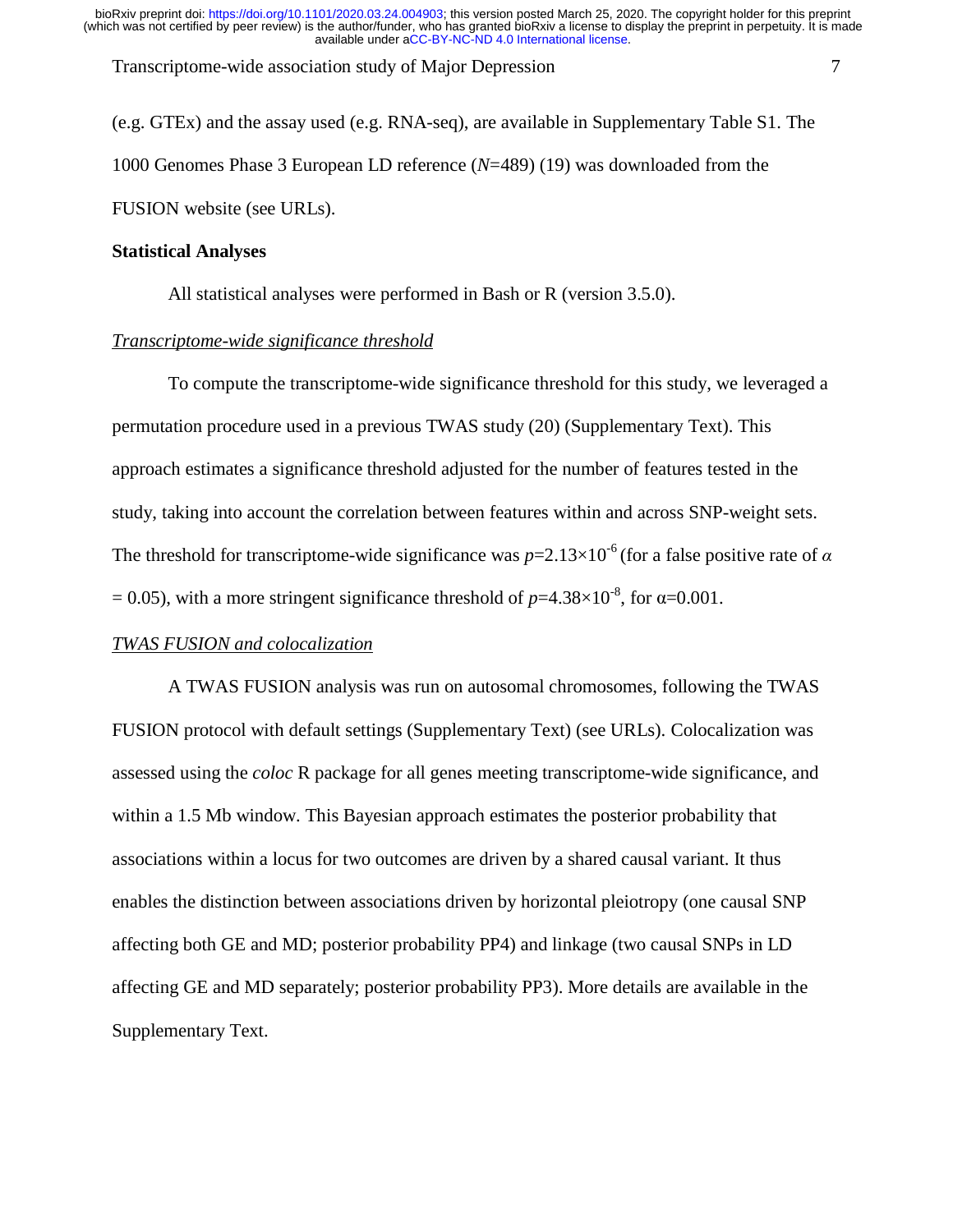(e.g. GTEx) and the assay used (e.g. RNA-seq), are available in Supplementary Table S1. The 1000 Genomes Phase 3 European LD reference ($N$=489) (19) was downloaded from the FUSION website (see URLs).

**Statistical Analyses**

All statistical analyses were performed in Bash or R (version 3.5.0).

*Transcriptome-wide significance threshold*

To compute the transcriptome-wide significance threshold for this study, we leveraged a permutation procedure used in a previous TWAS study (20) (Supplementary Text). This approach estimates a significance threshold adjusted for the number of features tested in the study, taking into account the correlation between features within and across SNP-weight sets. The threshold for transcriptome-wide significance was $p=2.13\times10^{-6}$ (for a false positive rate of $\alpha = 0.05$), with a more stringent significance threshold of $p=4.38\times10^{-8}$, for $\alpha=0.001$.

*TWAS FUSION and colocalization*

A TWAS FUSION analysis was run on autosomal chromosomes, following the TWAS FUSION protocol with default settings (Supplementary Text) (see URLs). Colocalization was assessed using the *coloc* R package for all genes meeting transcriptome-wide significance, and within a 1.5 Mb window. This Bayesian approach estimates the posterior probability that associations within a locus for two outcomes are driven by a shared causal variant. It thus enables the distinction between associations driven by horizontal pleiotropy (one causal SNP affecting both GE and MD; posterior probability PP4) and linkage (two causal SNPs in LD affecting GE and MD separately; posterior probability PP3). More details are available in the Supplementary Text.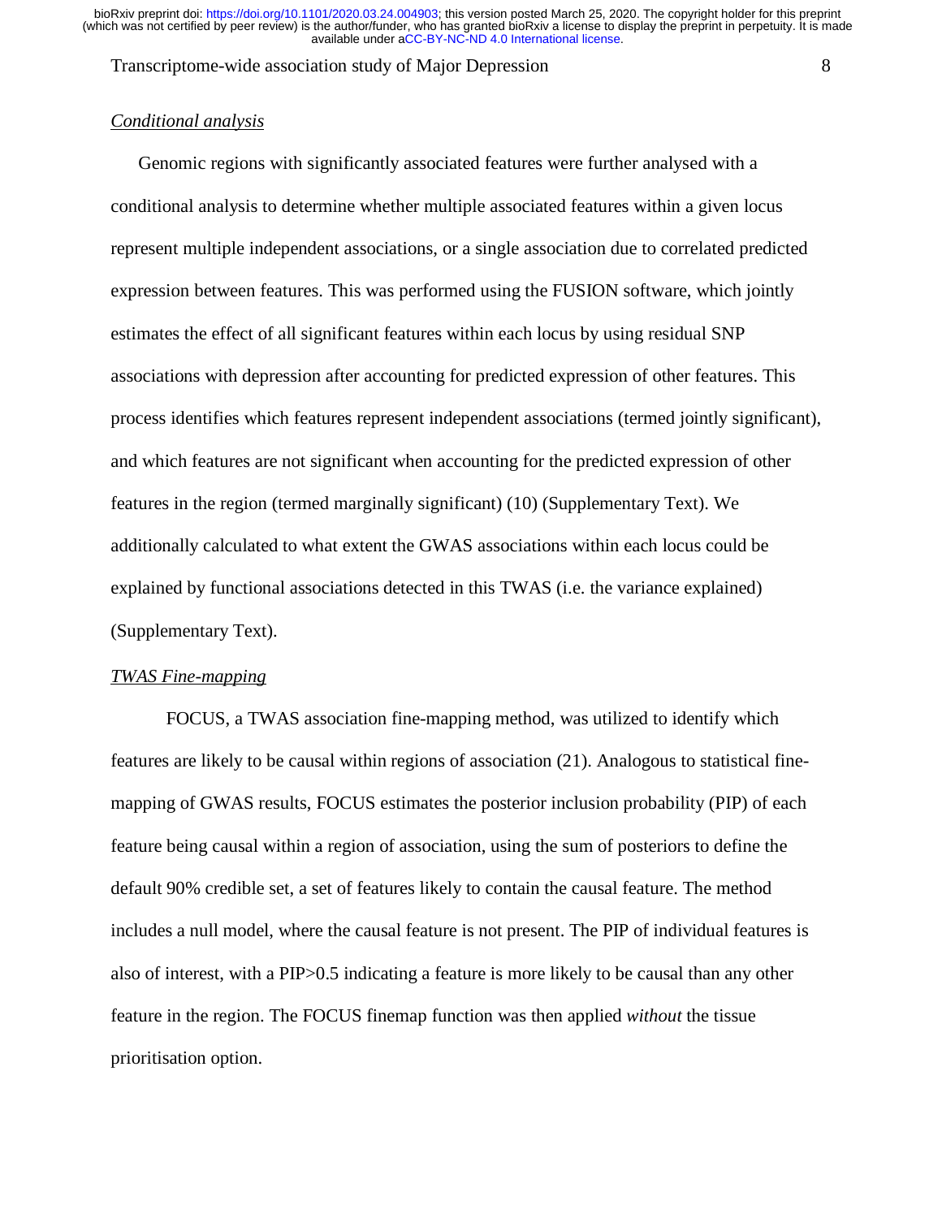### *Conditional analysis*

Genomic regions with significantly associated features were further analysed with a conditional analysis to determine whether multiple associated features within a given locus represent multiple independent associations, or a single association due to correlated predicted expression between features. This was performed using the FUSION software, which jointly estimates the effect of all significant features within each locus by using residual SNP associations with depression after accounting for predicted expression of other features. This process identifies which features represent independent associations (termed jointly significant), and which features are not significant when accounting for the predicted expression of other features in the region (termed marginally significant) (10) (Supplementary Text). We additionally calculated to what extent the GWAS associations within each locus could be explained by functional associations detected in this TWAS (i.e. the variance explained) (Supplementary Text).

### *TWAS Fine-mapping*

FOCUS, a TWAS association fine-mapping method, was utilized to identify which features are likely to be causal within regions of association (21). Analogous to statistical fine-mapping of GWAS results, FOCUS estimates the posterior inclusion probability (PIP) of each feature being causal within a region of association, using the sum of posteriors to define the default 90% credible set, a set of features likely to contain the causal feature. The method includes a null model, where the causal feature is not present. The PIP of individual features is also of interest, with a PIP>0.5 indicating a feature is more likely to be causal than any other feature in the region. The FOCUS finemap function was then applied *without* the tissue prioritisation option.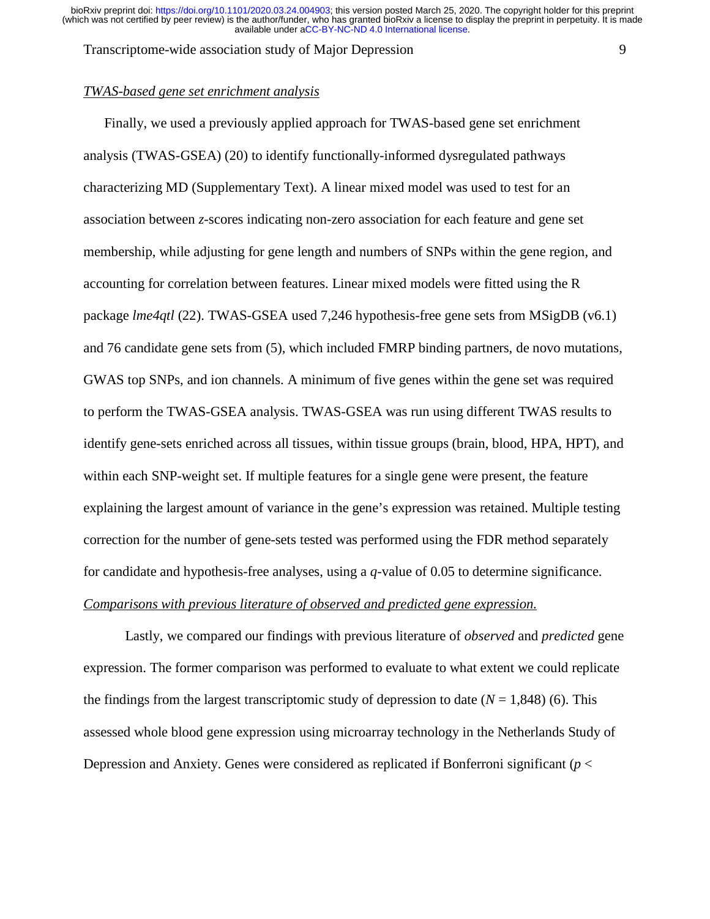*TWAS-based gene set enrichment analysis*

Finally, we used a previously applied approach for TWAS-based gene set enrichment analysis (TWAS-GSEA) (20) to identify functionally-informed dysregulated pathways characterizing MD (Supplementary Text). A linear mixed model was used to test for an association between *z*-scores indicating non-zero association for each feature and gene set membership, while adjusting for gene length and numbers of SNPs within the gene region, and accounting for correlation between features. Linear mixed models were fitted using the R package *lme4qtl* (22). TWAS-GSEA used 7,246 hypothesis-free gene sets from MSigDB (v6.1) and 76 candidate gene sets from (5), which included FMRP binding partners, de novo mutations, GWAS top SNPs, and ion channels. A minimum of five genes within the gene set was required to perform the TWAS-GSEA analysis. TWAS-GSEA was run using different TWAS results to identify gene-sets enriched across all tissues, within tissue groups (brain, blood, HPA, HPT), and within each SNP-weight set. If multiple features for a single gene were present, the feature explaining the largest amount of variance in the gene's expression was retained. Multiple testing correction for the number of gene-sets tested was performed using the FDR method separately for candidate and hypothesis-free analyses, using a *q*-value of 0.05 to determine significance.

*Comparisons with previous literature of observed and predicted gene expression.*

Lastly, we compared our findings with previous literature of *observed* and *predicted* gene expression. The former comparison was performed to evaluate to what extent we could replicate the findings from the largest transcriptomic study of depression to date ($N$ = 1,848) (6). This assessed whole blood gene expression using microarray technology in the Netherlands Study of Depression and Anxiety. Genes were considered as replicated if Bonferroni significant ($p$ <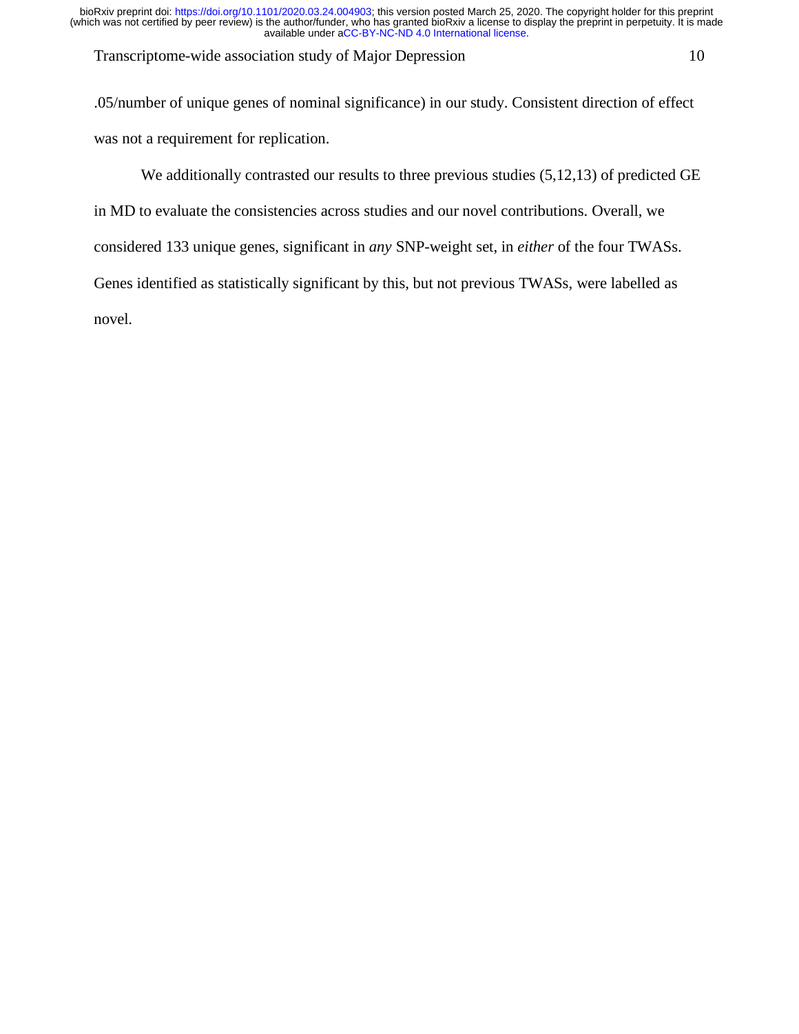.05/number of unique genes of nominal significance) in our study. Consistent direction of effect was not a requirement for replication.

We additionally contrasted our results to three previous studies (5,12,13) of predicted GE in MD to evaluate the consistencies across studies and our novel contributions. Overall, we considered 133 unique genes, significant in *any* SNP-weight set, in *either* of the four TWASs. Genes identified as statistically significant by this, but not previous TWASs, were labelled as novel.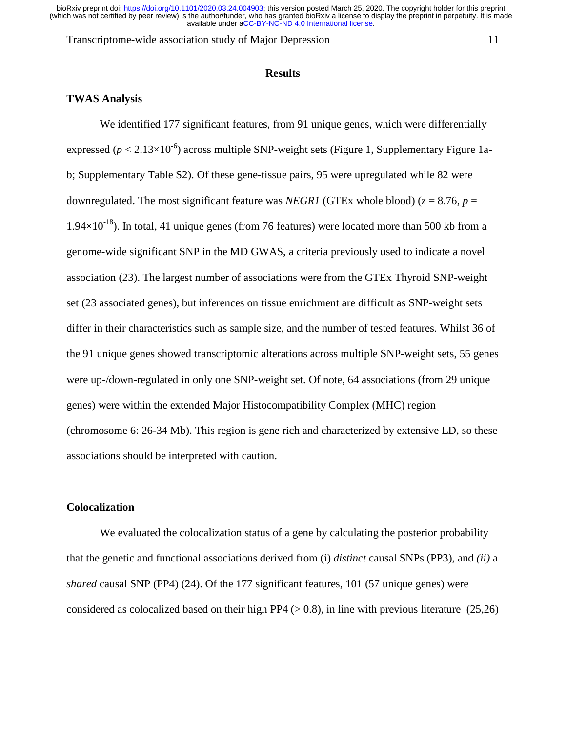## Results

### TWAS Analysis

We identified 177 significant features, from 91 unique genes, which were differentially expressed ($p < 2.13\times10^{-6}$) across multiple SNP-weight sets (Figure 1, Supplementary Figure 1a-b; Supplementary Table S2). Of these gene-tissue pairs, 95 were upregulated while 82 were downregulated. The most significant feature was *NEGR1* (GTEx whole blood) ($z = 8.76$, $p = 1.94\times10^{-18}$). In total, 41 unique genes (from 76 features) were located more than 500 kb from a genome-wide significant SNP in the MD GWAS, a criteria previously used to indicate a novel association (23). The largest number of associations were from the GTEx Thyroid SNP-weight set (23 associated genes), but inferences on tissue enrichment are difficult as SNP-weight sets differ in their characteristics such as sample size, and the number of tested features. Whilst 36 of the 91 unique genes showed transcriptomic alterations across multiple SNP-weight sets, 55 genes were up-/down-regulated in only one SNP-weight set. Of note, 64 associations (from 29 unique genes) were within the extended Major Histocompatibility Complex (MHC) region (chromosome 6: 26-34 Mb). This region is gene rich and characterized by extensive LD, so these associations should be interpreted with caution.

### Colocalization

We evaluated the colocalization status of a gene by calculating the posterior probability that the genetic and functional associations derived from (i) *distinct* causal SNPs (PP3), and *(ii)* a *shared* causal SNP (PP4) (24). Of the 177 significant features, 101 (57 unique genes) were considered as colocalized based on their high PP4 (> 0.8), in line with previous literature (25,26)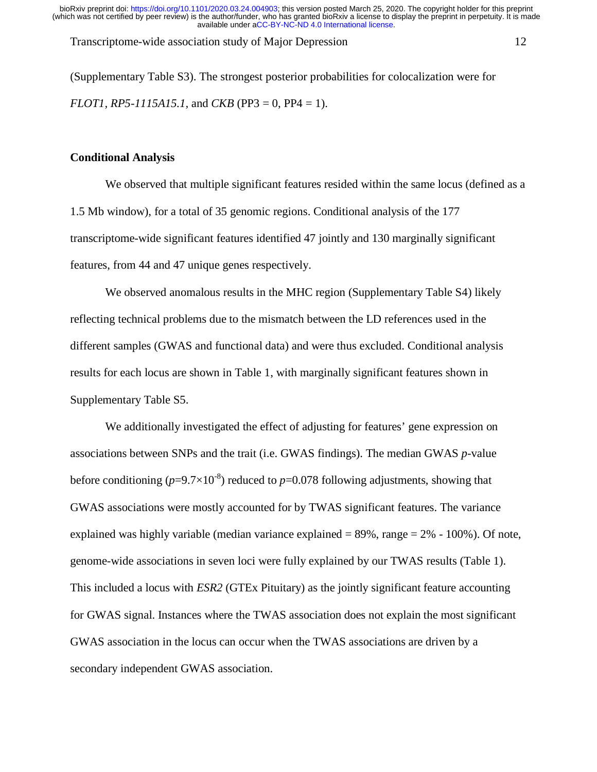(Supplementary Table S3). The strongest posterior probabilities for colocalization were for *FLOT1*, *RP5-1115A15.1*, and *CKB* (PP3 = 0, PP4 = 1).

### Conditional Analysis

We observed that multiple significant features resided within the same locus (defined as a 1.5 Mb window), for a total of 35 genomic regions. Conditional analysis of the 177 transcriptome-wide significant features identified 47 jointly and 130 marginally significant features, from 44 and 47 unique genes respectively.

We observed anomalous results in the MHC region (Supplementary Table S4) likely reflecting technical problems due to the mismatch between the LD references used in the different samples (GWAS and functional data) and were thus excluded. Conditional analysis results for each locus are shown in Table 1, with marginally significant features shown in Supplementary Table S5.

We additionally investigated the effect of adjusting for features' gene expression on associations between SNPs and the trait (i.e. GWAS findings). The median GWAS *p*-value before conditioning ($p$=9.7×$10^{-8}$) reduced to $p$=0.078 following adjustments, showing that GWAS associations were mostly accounted for by TWAS significant features. The variance explained was highly variable (median variance explained = 89%, range = 2% - 100%). Of note, genome-wide associations in seven loci were fully explained by our TWAS results (Table 1). This included a locus with *ESR2* (GTEx Pituitary) as the jointly significant feature accounting for GWAS signal. Instances where the TWAS association does not explain the most significant GWAS association in the locus can occur when the TWAS associations are driven by a secondary independent GWAS association.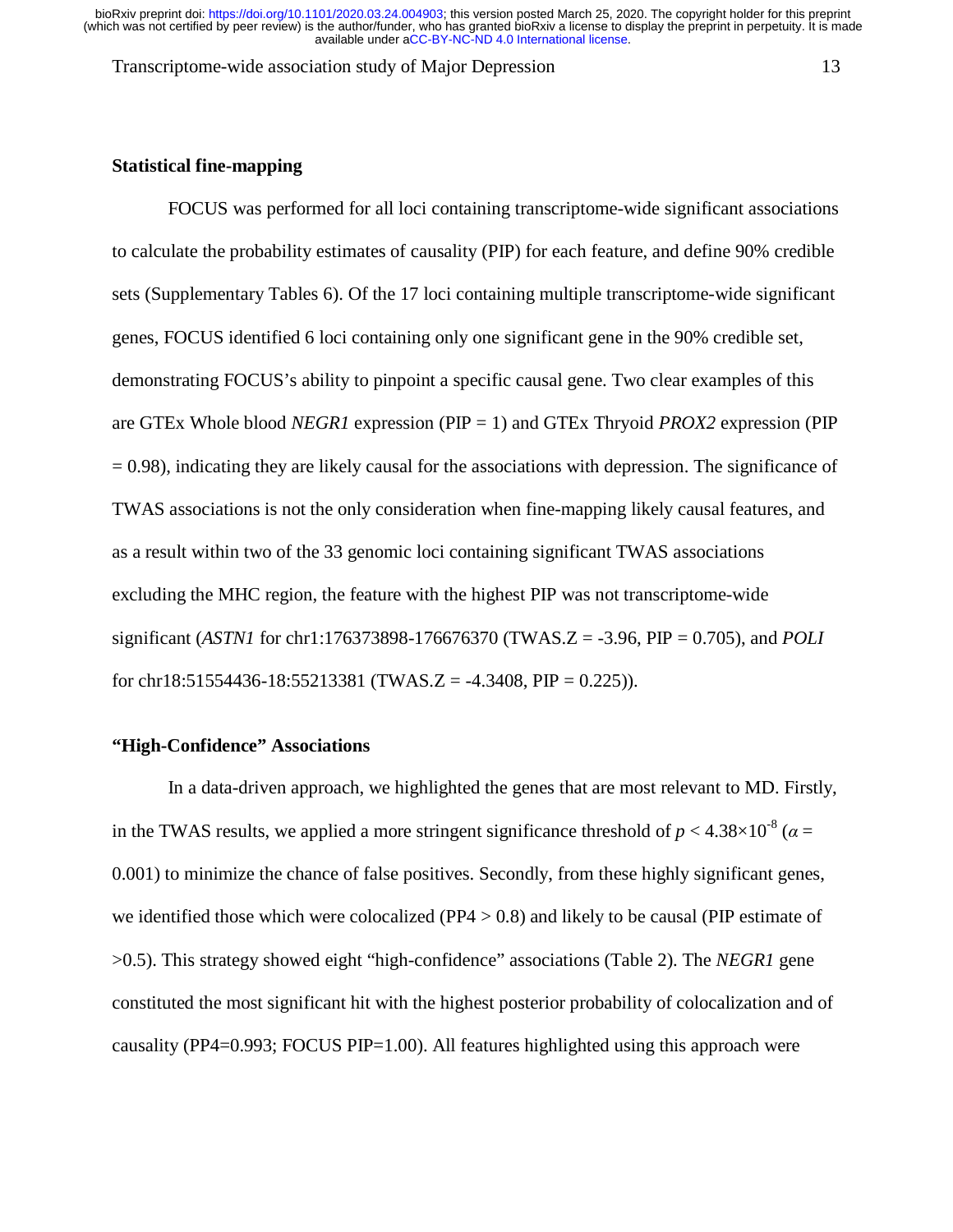### Statistical fine-mapping

FOCUS was performed for all loci containing transcriptome-wide significant associations to calculate the probability estimates of causality (PIP) for each feature, and define 90% credible sets (Supplementary Tables 6). Of the 17 loci containing multiple transcriptome-wide significant genes, FOCUS identified 6 loci containing only one significant gene in the 90% credible set, demonstrating FOCUS's ability to pinpoint a specific causal gene. Two clear examples of this are GTEx Whole blood *NEGR1* expression (PIP = 1) and GTEx Thryoid *PROX2* expression (PIP = 0.98), indicating they are likely causal for the associations with depression. The significance of TWAS associations is not the only consideration when fine-mapping likely causal features, and as a result within two of the 33 genomic loci containing significant TWAS associations excluding the MHC region, the feature with the highest PIP was not transcriptome-wide significant (*ASTN1* for chr1:176373898-176676370 (TWAS.Z = -3.96, PIP = 0.705), and *POLI* for chr18:51554436-18:55213381 (TWAS.Z = -4.3408, PIP = 0.225)).

### "High-Confidence" Associations

In a data-driven approach, we highlighted the genes that are most relevant to MD. Firstly, in the TWAS results, we applied a more stringent significance threshold of $p < 4.38\times10^{-8}$ ($\alpha$ = 0.001) to minimize the chance of false positives. Secondly, from these highly significant genes, we identified those which were colocalized (PP4 > 0.8) and likely to be causal (PIP estimate of >0.5). This strategy showed eight "high-confidence" associations (Table 2). The *NEGR1* gene constituted the most significant hit with the highest posterior probability of colocalization and of causality (PP4=0.993; FOCUS PIP=1.00). All features highlighted using this approach were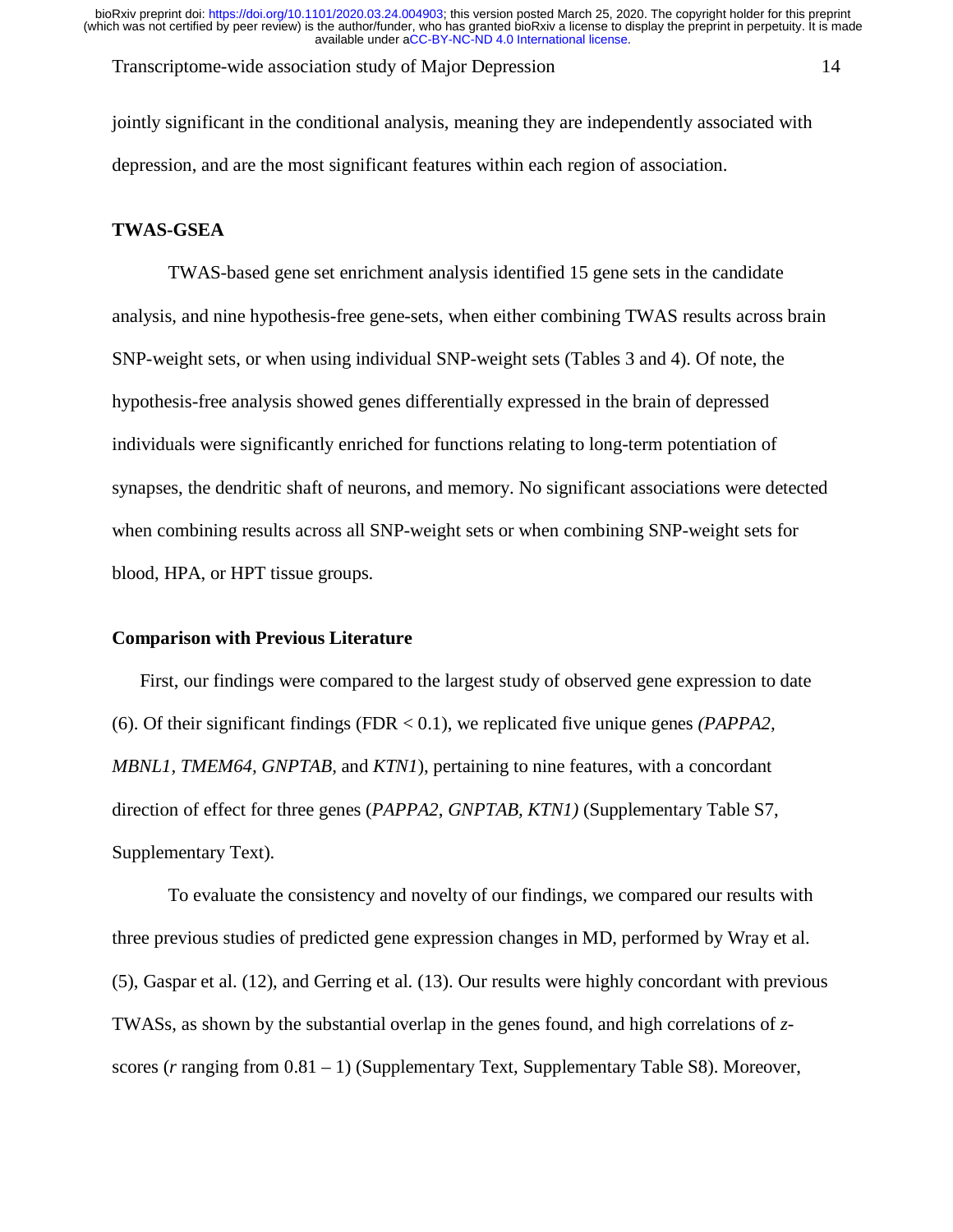jointly significant in the conditional analysis, meaning they are independently associated with depression, and are the most significant features within each region of association.

## TWAS-GSEA

TWAS-based gene set enrichment analysis identified 15 gene sets in the candidate analysis, and nine hypothesis-free gene-sets, when either combining TWAS results across brain SNP-weight sets, or when using individual SNP-weight sets (Tables 3 and 4). Of note, the hypothesis-free analysis showed genes differentially expressed in the brain of depressed individuals were significantly enriched for functions relating to long-term potentiation of synapses, the dendritic shaft of neurons, and memory. No significant associations were detected when combining results across all SNP-weight sets or when combining SNP-weight sets for blood, HPA, or HPT tissue groups.

## Comparison with Previous Literature

First, our findings were compared to the largest study of observed gene expression to date (6). Of their significant findings (FDR < 0.1), we replicated five unique genes *(PAPPA2, MBNL1, TMEM64, GNPTAB,* and *KTN1*), pertaining to nine features, with a concordant direction of effect for three genes (*PAPPA2, GNPTAB, KTN1)* (Supplementary Table S7, Supplementary Text).

To evaluate the consistency and novelty of our findings, we compared our results with three previous studies of predicted gene expression changes in MD, performed by Wray et al. (5), Gaspar et al. (12), and Gerring et al. (13). Our results were highly concordant with previous TWASs, as shown by the substantial overlap in the genes found, and high correlations of *z*-scores (*r* ranging from 0.81 – 1) (Supplementary Text, Supplementary Table S8). Moreover,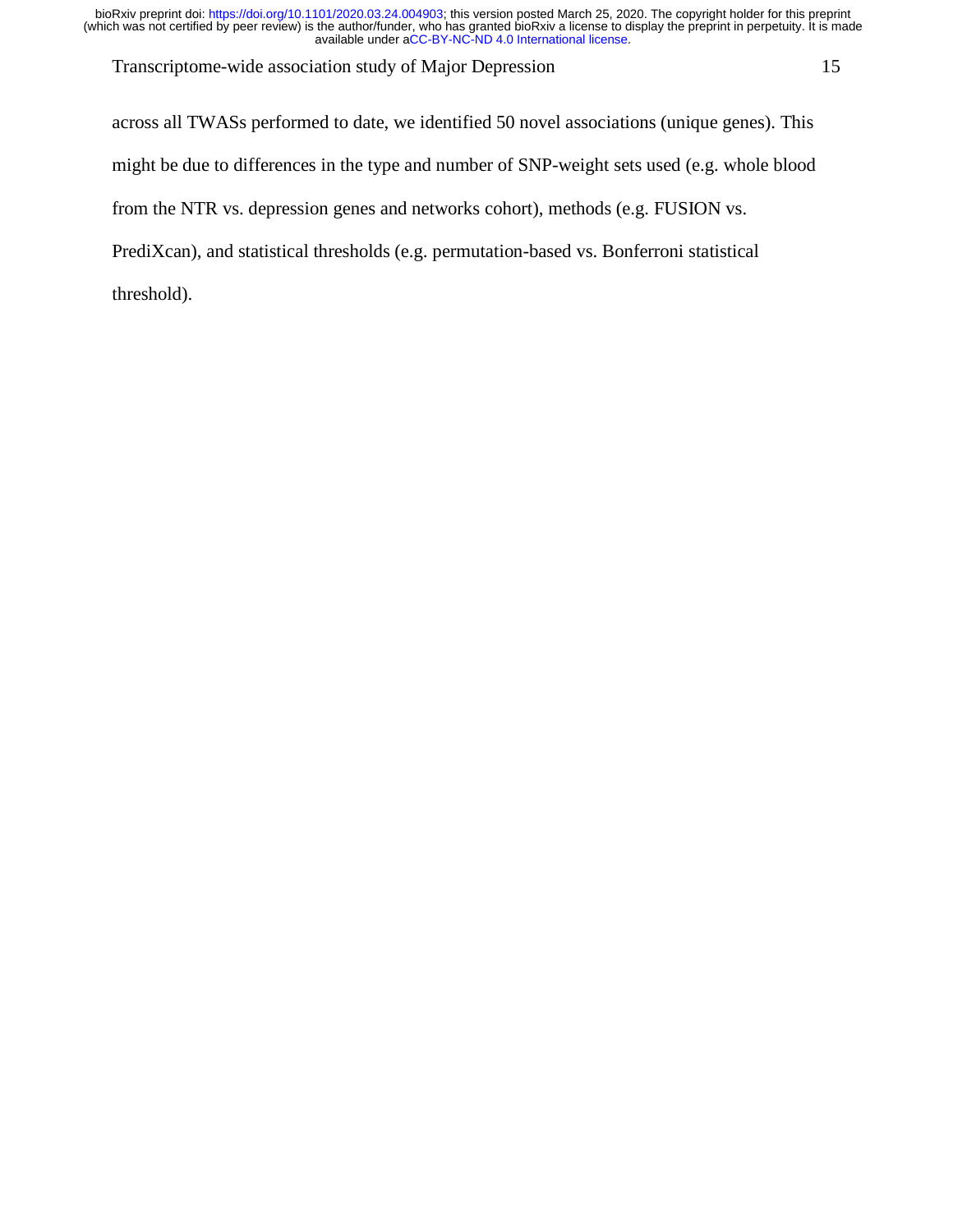across all TWASs performed to date, we identified 50 novel associations (unique genes). This might be due to differences in the type and number of SNP-weight sets used (e.g. whole blood from the NTR vs. depression genes and networks cohort), methods (e.g. FUSION vs. PrediXcan), and statistical thresholds (e.g. permutation-based vs. Bonferroni statistical threshold).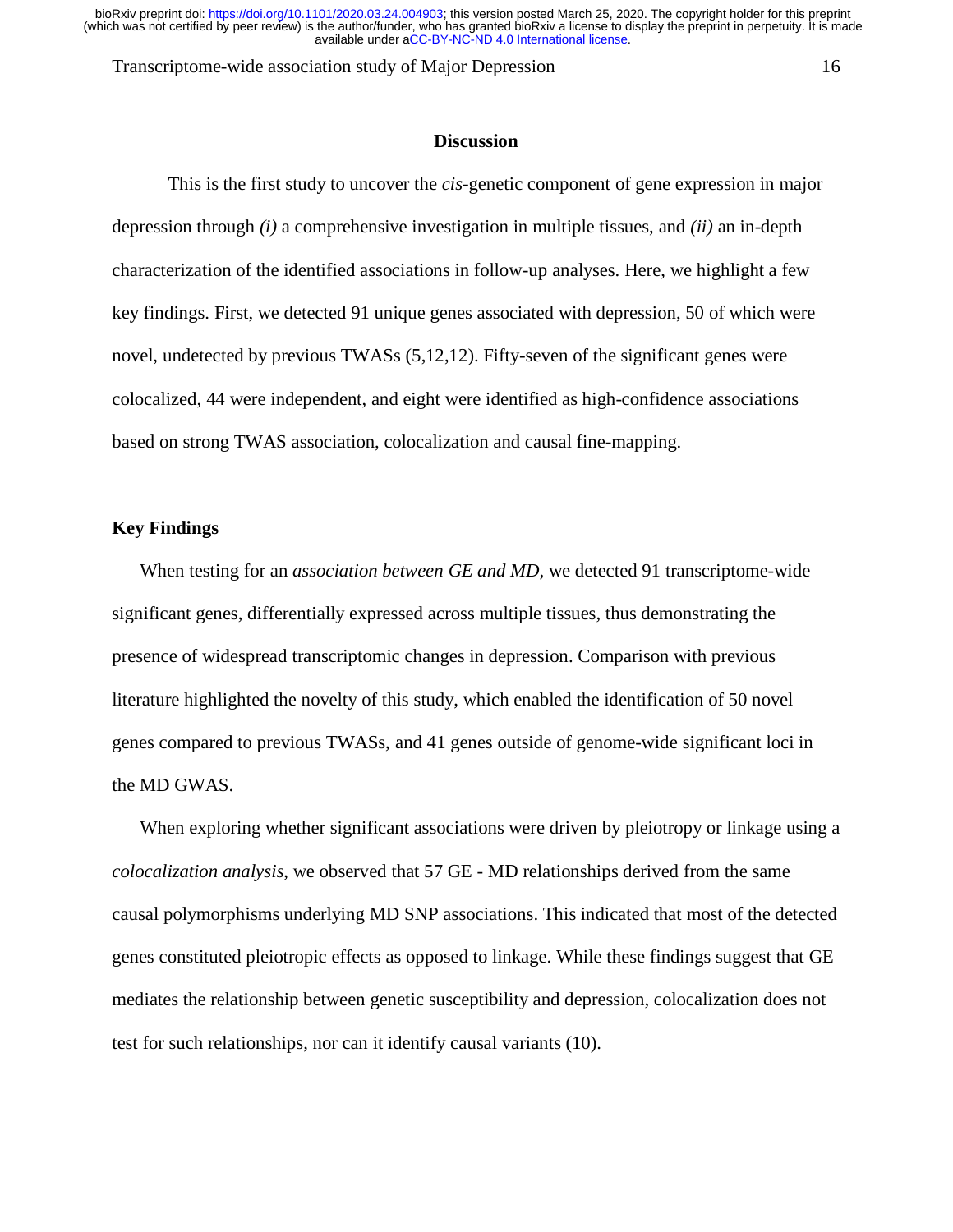## Discussion

This is the first study to uncover the *cis*-genetic component of gene expression in major depression through *(i)* a comprehensive investigation in multiple tissues, and *(ii)* an in-depth characterization of the identified associations in follow-up analyses. Here, we highlight a few key findings. First, we detected 91 unique genes associated with depression, 50 of which were novel, undetected by previous TWASs (5,12,12). Fifty-seven of the significant genes were colocalized, 44 were independent, and eight were identified as high-confidence associations based on strong TWAS association, colocalization and causal fine-mapping.

### Key Findings

When testing for an *association between GE and MD*, we detected 91 transcriptome-wide significant genes, differentially expressed across multiple tissues, thus demonstrating the presence of widespread transcriptomic changes in depression. Comparison with previous literature highlighted the novelty of this study, which enabled the identification of 50 novel genes compared to previous TWASs, and 41 genes outside of genome-wide significant loci in the MD GWAS.

When exploring whether significant associations were driven by pleiotropy or linkage using a *colocalization analysis*, we observed that 57 GE - MD relationships derived from the same causal polymorphisms underlying MD SNP associations. This indicated that most of the detected genes constituted pleiotropic effects as opposed to linkage. While these findings suggest that GE mediates the relationship between genetic susceptibility and depression, colocalization does not test for such relationships, nor can it identify causal variants (10).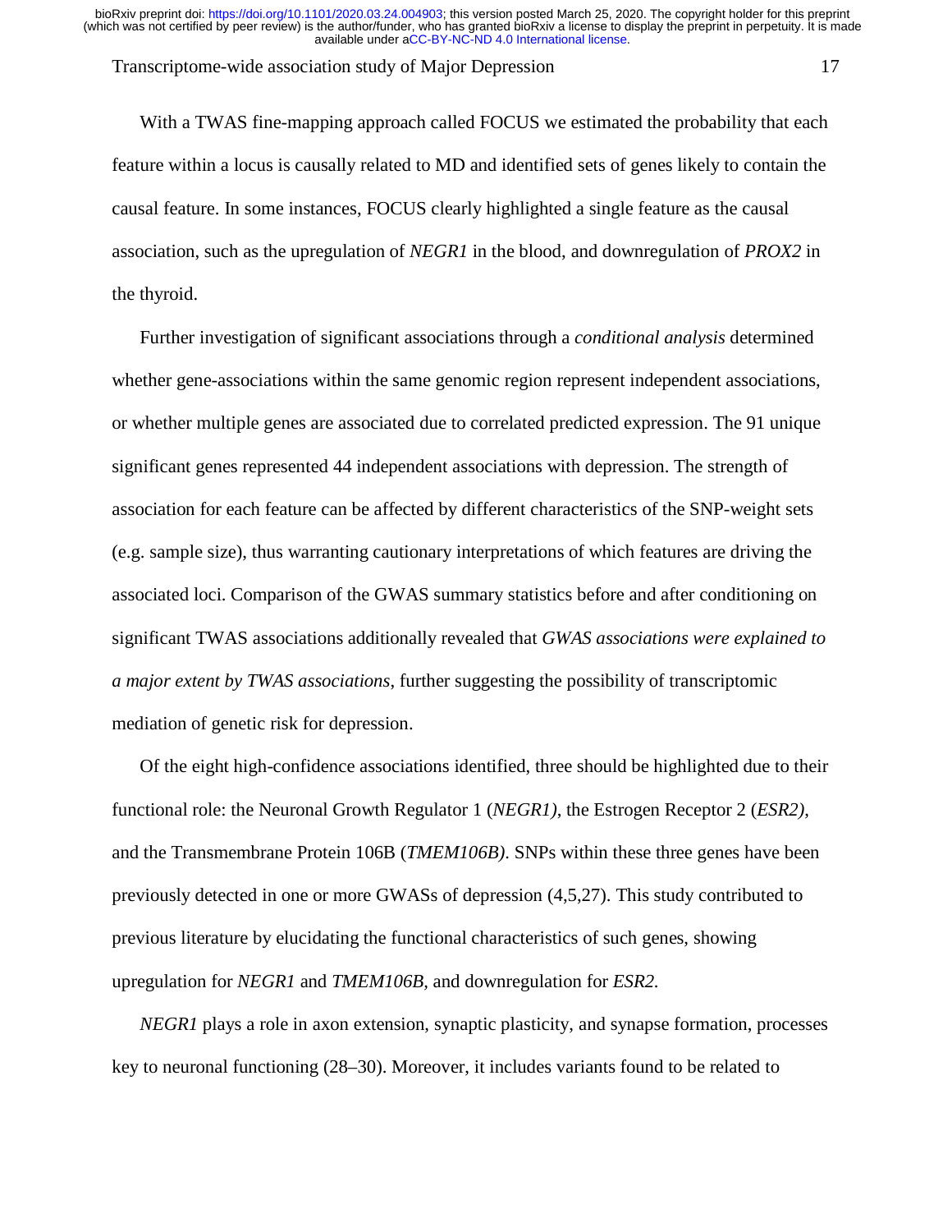With a TWAS fine-mapping approach called FOCUS we estimated the probability that each feature within a locus is causally related to MD and identified sets of genes likely to contain the causal feature. In some instances, FOCUS clearly highlighted a single feature as the causal association, such as the upregulation of *NEGR1* in the blood, and downregulation of *PROX2* in the thyroid.

Further investigation of significant associations through a *conditional analysis* determined whether gene-associations within the same genomic region represent independent associations, or whether multiple genes are associated due to correlated predicted expression. The 91 unique significant genes represented 44 independent associations with depression. The strength of association for each feature can be affected by different characteristics of the SNP-weight sets (e.g. sample size), thus warranting cautionary interpretations of which features are driving the associated loci. Comparison of the GWAS summary statistics before and after conditioning on significant TWAS associations additionally revealed that *GWAS associations were explained to a major extent by TWAS associations*, further suggesting the possibility of transcriptomic mediation of genetic risk for depression.

Of the eight high-confidence associations identified, three should be highlighted due to their functional role: the Neuronal Growth Regulator 1 (*NEGR1)*, the Estrogen Receptor 2 (*ESR2)*, and the Transmembrane Protein 106B (*TMEM106B)*. SNPs within these three genes have been previously detected in one or more GWASs of depression (4,5,27). This study contributed to previous literature by elucidating the functional characteristics of such genes, showing upregulation for *NEGR1* and *TMEM106B*, and downregulation for *ESR2*.

*NEGR1* plays a role in axon extension, synaptic plasticity, and synapse formation, processes key to neuronal functioning (28–30). Moreover, it includes variants found to be related to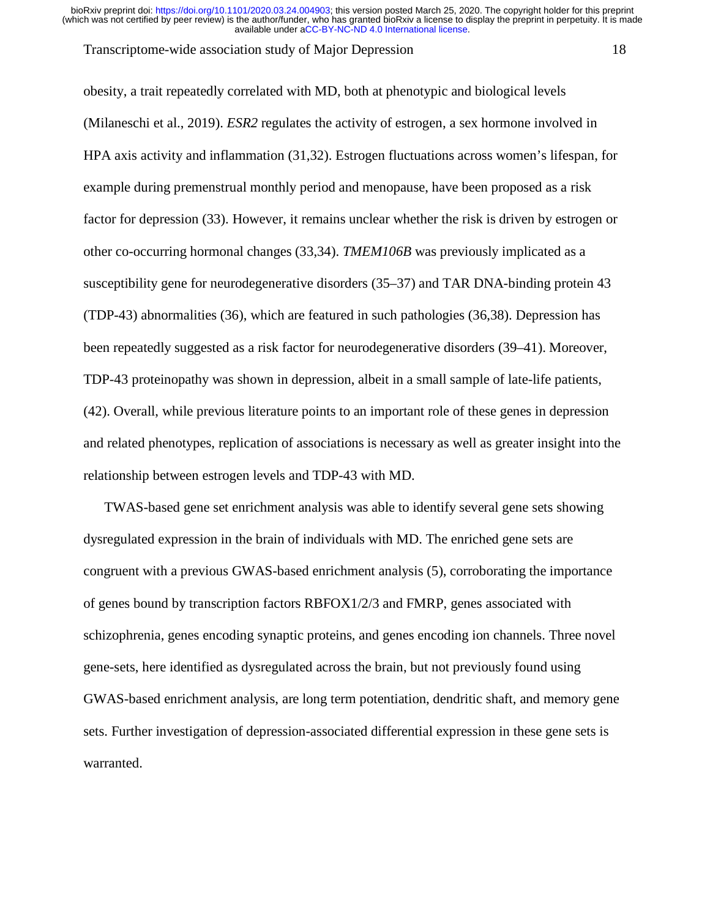obesity, a trait repeatedly correlated with MD, both at phenotypic and biological levels (Milaneschi et al., 2019). *ESR2* regulates the activity of estrogen, a sex hormone involved in HPA axis activity and inflammation (31,32). Estrogen fluctuations across women's lifespan, for example during premenstrual monthly period and menopause, have been proposed as a risk factor for depression (33). However, it remains unclear whether the risk is driven by estrogen or other co-occurring hormonal changes (33,34). *TMEM106B* was previously implicated as a susceptibility gene for neurodegenerative disorders (35–37) and TAR DNA-binding protein 43 (TDP-43) abnormalities (36), which are featured in such pathologies (36,38). Depression has been repeatedly suggested as a risk factor for neurodegenerative disorders (39–41). Moreover, TDP-43 proteinopathy was shown in depression, albeit in a small sample of late-life patients, (42). Overall, while previous literature points to an important role of these genes in depression and related phenotypes, replication of associations is necessary as well as greater insight into the relationship between estrogen levels and TDP-43 with MD.

TWAS-based gene set enrichment analysis was able to identify several gene sets showing dysregulated expression in the brain of individuals with MD. The enriched gene sets are congruent with a previous GWAS-based enrichment analysis (5), corroborating the importance of genes bound by transcription factors RBFOX1/2/3 and FMRP, genes associated with schizophrenia, genes encoding synaptic proteins, and genes encoding ion channels. Three novel gene-sets, here identified as dysregulated across the brain, but not previously found using GWAS-based enrichment analysis, are long term potentiation, dendritic shaft, and memory gene sets. Further investigation of depression-associated differential expression in these gene sets is warranted.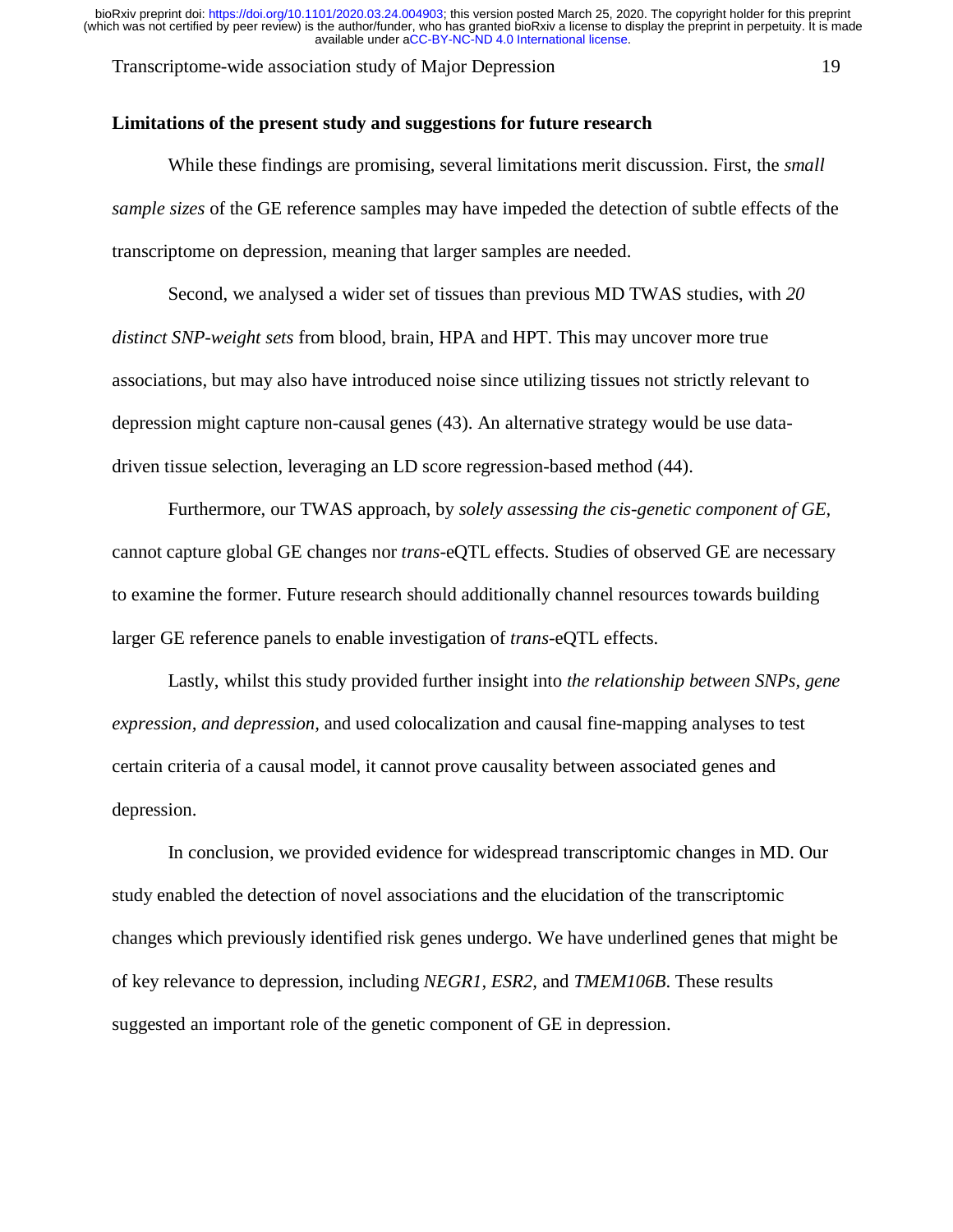### Limitations of the present study and suggestions for future research

While these findings are promising, several limitations merit discussion. First, the *small sample sizes* of the GE reference samples may have impeded the detection of subtle effects of the transcriptome on depression, meaning that larger samples are needed.

Second, we analysed a wider set of tissues than previous MD TWAS studies, with *20 distinct SNP-weight sets* from blood, brain, HPA and HPT. This may uncover more true associations, but may also have introduced noise since utilizing tissues not strictly relevant to depression might capture non-causal genes (43). An alternative strategy would be use data-driven tissue selection, leveraging an LD score regression-based method (44).

Furthermore, our TWAS approach, by *solely assessing the cis-genetic component of GE,* cannot capture global GE changes nor *trans*-eQTL effects. Studies of observed GE are necessary to examine the former. Future research should additionally channel resources towards building larger GE reference panels to enable investigation of *trans*-eQTL effects.

Lastly, whilst this study provided further insight into *the relationship between SNPs, gene expression, and depression,* and used colocalization and causal fine-mapping analyses to test certain criteria of a causal model, it cannot prove causality between associated genes and depression.

In conclusion, we provided evidence for widespread transcriptomic changes in MD. Our study enabled the detection of novel associations and the elucidation of the transcriptomic changes which previously identified risk genes undergo. We have underlined genes that might be of key relevance to depression, including *NEGR1, ESR2,* and *TMEM106B*. These results suggested an important role of the genetic component of GE in depression.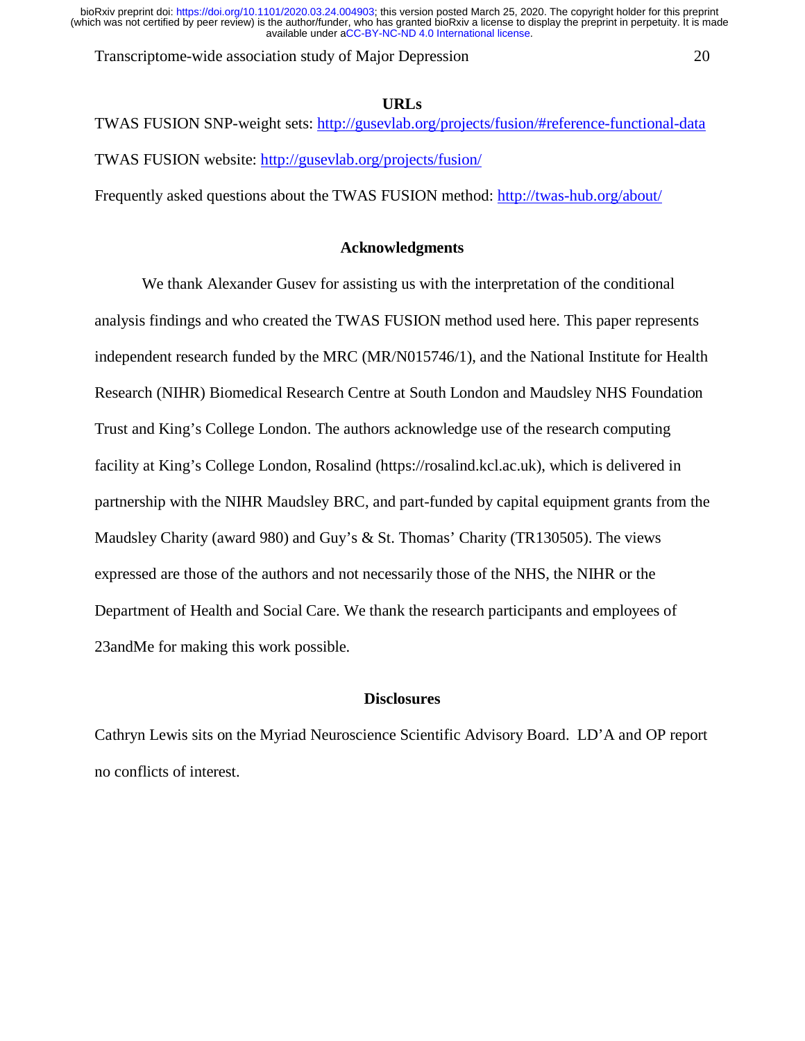## URLs

TWAS FUSION SNP-weight sets: http://gusevlab.org/projects/fusion/#reference-functional-data

TWAS FUSION website: http://gusevlab.org/projects/fusion/

Frequently asked questions about the TWAS FUSION method: http://twas-hub.org/about/

## Acknowledgments

We thank Alexander Gusev for assisting us with the interpretation of the conditional analysis findings and who created the TWAS FUSION method used here. This paper represents independent research funded by the MRC (MR/N015746/1), and the National Institute for Health Research (NIHR) Biomedical Research Centre at South London and Maudsley NHS Foundation Trust and King's College London. The authors acknowledge use of the research computing facility at King's College London, Rosalind (https://rosalind.kcl.ac.uk), which is delivered in partnership with the NIHR Maudsley BRC, and part-funded by capital equipment grants from the Maudsley Charity (award 980) and Guy's & St. Thomas' Charity (TR130505). The views expressed are those of the authors and not necessarily those of the NHS, the NIHR or the Department of Health and Social Care. We thank the research participants and employees of 23andMe for making this work possible.

## Disclosures

Cathryn Lewis sits on the Myriad Neuroscience Scientific Advisory Board. LD'A and OP report no conflicts of interest.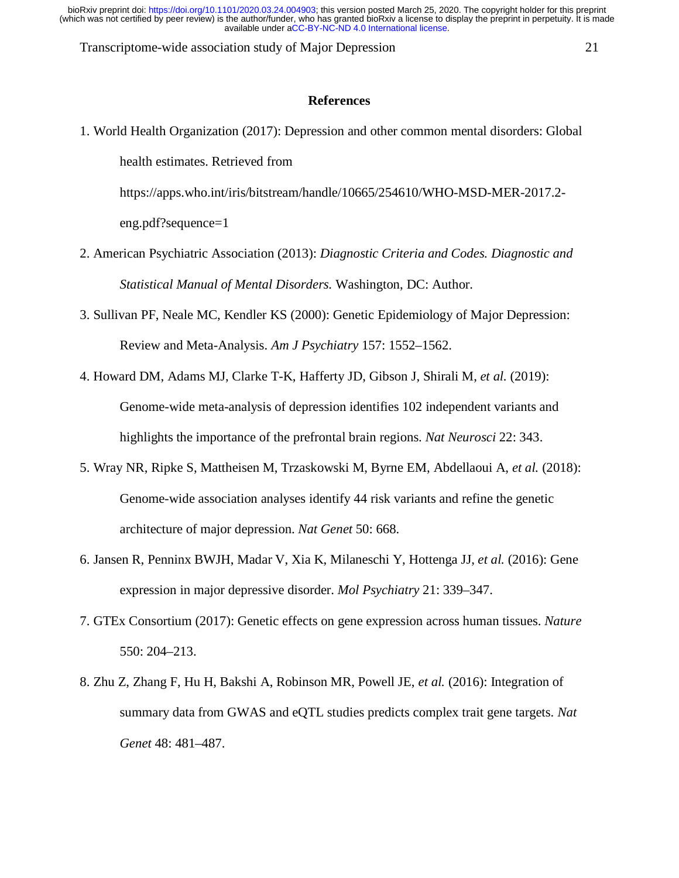## References

1. World Health Organization (2017): Depression and other common mental disorders: Global health estimates. Retrieved from https://apps.who.int/iris/bitstream/handle/10665/254610/WHO-MSD-MER-2017.2-eng.pdf?sequence=1
2. American Psychiatric Association (2013): *Diagnostic Criteria and Codes. Diagnostic and Statistical Manual of Mental Disorders.* Washington, DC: Author.
3. Sullivan PF, Neale MC, Kendler KS (2000): Genetic Epidemiology of Major Depression: Review and Meta-Analysis. *Am J Psychiatry* 157: 1552–1562.
4. Howard DM, Adams MJ, Clarke T-K, Hafferty JD, Gibson J, Shirali M, *et al.* (2019): Genome-wide meta-analysis of depression identifies 102 independent variants and highlights the importance of the prefrontal brain regions. *Nat Neurosci* 22: 343.
5. Wray NR, Ripke S, Mattheisen M, Trzaskowski M, Byrne EM, Abdellaoui A, *et al.* (2018): Genome-wide association analyses identify 44 risk variants and refine the genetic architecture of major depression. *Nat Genet* 50: 668.
6. Jansen R, Penninx BWJH, Madar V, Xia K, Milaneschi Y, Hottenga JJ, *et al.* (2016): Gene expression in major depressive disorder. *Mol Psychiatry* 21: 339–347.
7. GTEx Consortium (2017): Genetic effects on gene expression across human tissues. *Nature* 550: 204–213.
8. Zhu Z, Zhang F, Hu H, Bakshi A, Robinson MR, Powell JE, *et al.* (2016): Integration of summary data from GWAS and eQTL studies predicts complex trait gene targets. *Nat Genet* 48: 481–487.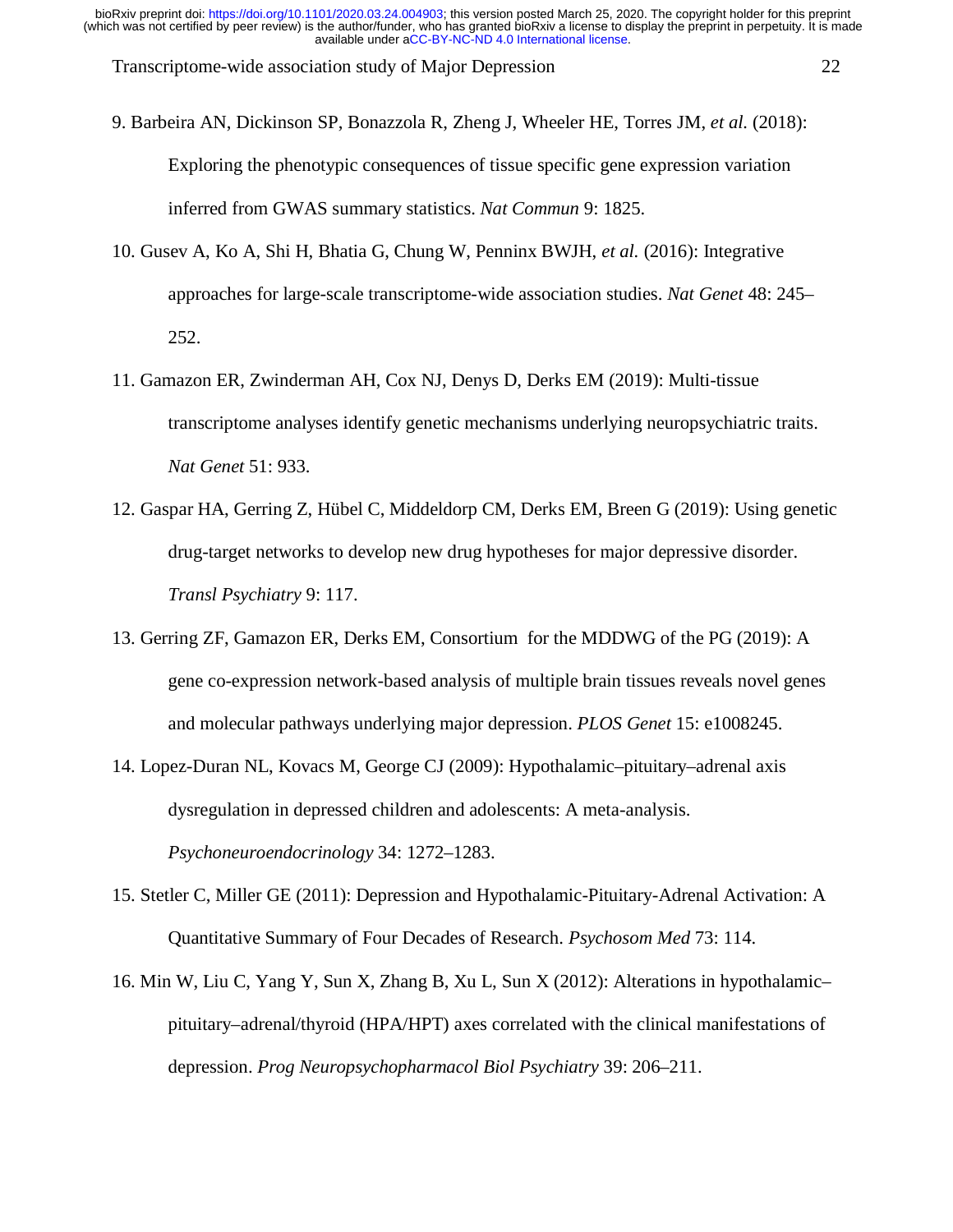9. Barbeira AN, Dickinson SP, Bonazzola R, Zheng J, Wheeler HE, Torres JM, *et al.* (2018): Exploring the phenotypic consequences of tissue specific gene expression variation inferred from GWAS summary statistics. *Nat Commun* 9: 1825.

10. Gusev A, Ko A, Shi H, Bhatia G, Chung W, Penninx BWJH, *et al.* (2016): Integrative approaches for large-scale transcriptome-wide association studies. *Nat Genet* 48: 245–252.

11. Gamazon ER, Zwinderman AH, Cox NJ, Denys D, Derks EM (2019): Multi-tissue transcriptome analyses identify genetic mechanisms underlying neuropsychiatric traits. *Nat Genet* 51: 933.

12. Gaspar HA, Gerring Z, Hübel C, Middeldorp CM, Derks EM, Breen G (2019): Using genetic drug-target networks to develop new drug hypotheses for major depressive disorder. *Transl Psychiatry* 9: 117.

13. Gerring ZF, Gamazon ER, Derks EM, Consortium for the MDDWG of the PG (2019): A gene co-expression network-based analysis of multiple brain tissues reveals novel genes and molecular pathways underlying major depression. *PLOS Genet* 15: e1008245.

14. Lopez-Duran NL, Kovacs M, George CJ (2009): Hypothalamic–pituitary–adrenal axis dysregulation in depressed children and adolescents: A meta-analysis. *Psychoneuroendocrinology* 34: 1272–1283.

15. Stetler C, Miller GE (2011): Depression and Hypothalamic-Pituitary-Adrenal Activation: A Quantitative Summary of Four Decades of Research. *Psychosom Med* 73: 114.

16. Min W, Liu C, Yang Y, Sun X, Zhang B, Xu L, Sun X (2012): Alterations in hypothalamic–pituitary–adrenal/thyroid (HPA/HPT) axes correlated with the clinical manifestations of depression. *Prog Neuropsychopharmacol Biol Psychiatry* 39: 206–211.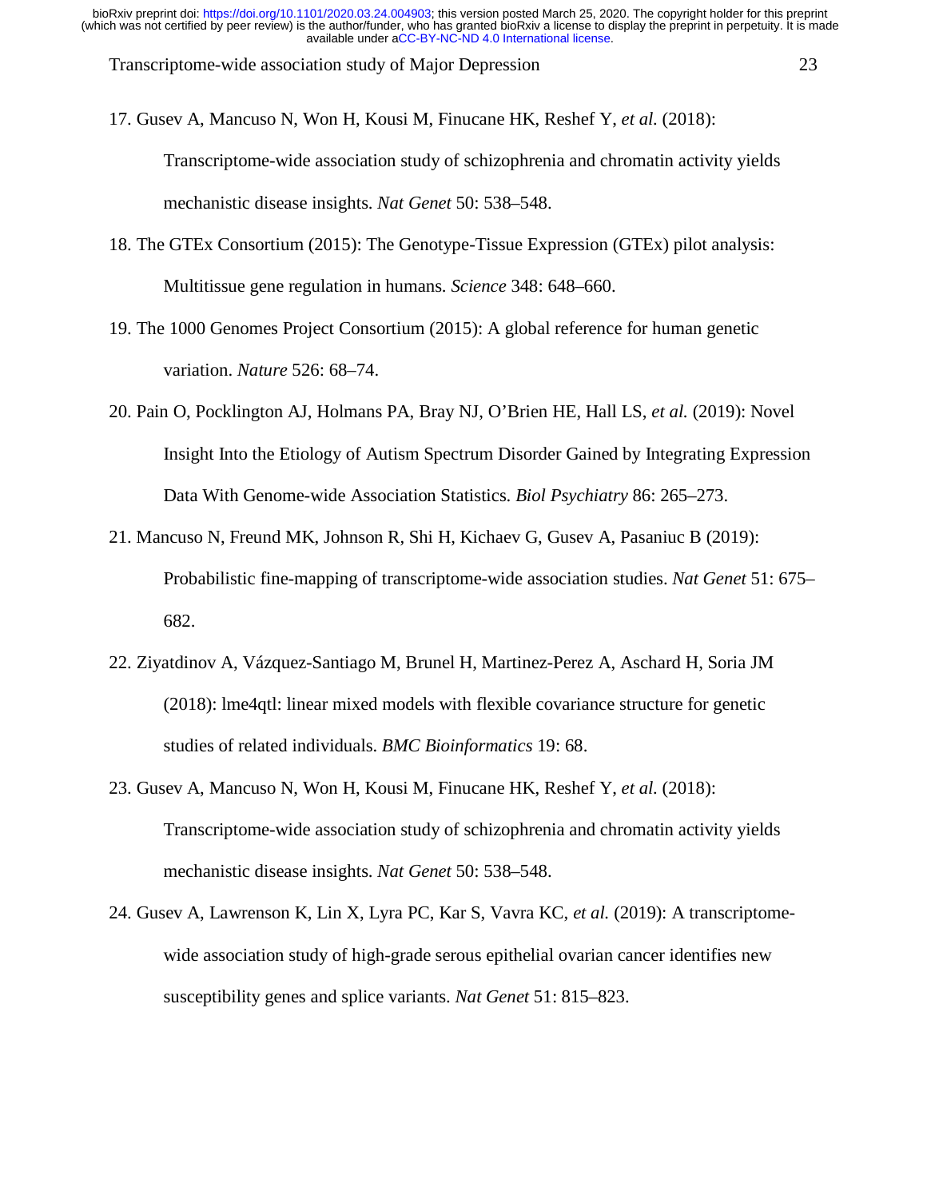17. Gusev A, Mancuso N, Won H, Kousi M, Finucane HK, Reshef Y, *et al.* (2018): Transcriptome-wide association study of schizophrenia and chromatin activity yields mechanistic disease insights. *Nat Genet* 50: 538–548.

18. The GTEx Consortium (2015): The Genotype-Tissue Expression (GTEx) pilot analysis: Multitissue gene regulation in humans. *Science* 348: 648–660.

19. The 1000 Genomes Project Consortium (2015): A global reference for human genetic variation. *Nature* 526: 68–74.

20. Pain O, Pocklington AJ, Holmans PA, Bray NJ, O'Brien HE, Hall LS, *et al.* (2019): Novel Insight Into the Etiology of Autism Spectrum Disorder Gained by Integrating Expression Data With Genome-wide Association Statistics. *Biol Psychiatry* 86: 265–273.

21. Mancuso N, Freund MK, Johnson R, Shi H, Kichaev G, Gusev A, Pasaniuc B (2019): Probabilistic fine-mapping of transcriptome-wide association studies. *Nat Genet* 51: 675–682.

22. Ziyatdinov A, Vázquez-Santiago M, Brunel H, Martinez-Perez A, Aschard H, Soria JM (2018): lme4qtl: linear mixed models with flexible covariance structure for genetic studies of related individuals. *BMC Bioinformatics* 19: 68.

23. Gusev A, Mancuso N, Won H, Kousi M, Finucane HK, Reshef Y, *et al.* (2018): Transcriptome-wide association study of schizophrenia and chromatin activity yields mechanistic disease insights. *Nat Genet* 50: 538–548.

24. Gusev A, Lawrenson K, Lin X, Lyra PC, Kar S, Vavra KC, *et al.* (2019): A transcriptome-wide association study of high-grade serous epithelial ovarian cancer identifies new susceptibility genes and splice variants. *Nat Genet* 51: 815–823.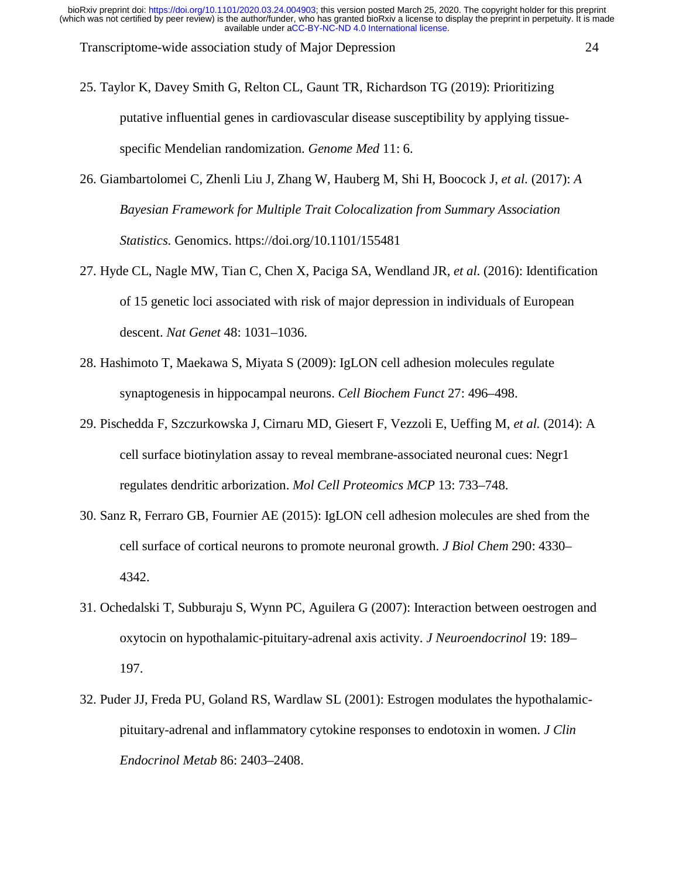25. Taylor K, Davey Smith G, Relton CL, Gaunt TR, Richardson TG (2019): Prioritizing putative influential genes in cardiovascular disease susceptibility by applying tissue-specific Mendelian randomization. *Genome Med* 11: 6.

26. Giambartolomei C, Zhenli Liu J, Zhang W, Hauberg M, Shi H, Boocock J, *et al.* (2017): *A Bayesian Framework for Multiple Trait Colocalization from Summary Association Statistics.* Genomics. https://doi.org/10.1101/155481

27. Hyde CL, Nagle MW, Tian C, Chen X, Paciga SA, Wendland JR, *et al.* (2016): Identification of 15 genetic loci associated with risk of major depression in individuals of European descent. *Nat Genet* 48: 1031–1036.

28. Hashimoto T, Maekawa S, Miyata S (2009): IgLON cell adhesion molecules regulate synaptogenesis in hippocampal neurons. *Cell Biochem Funct* 27: 496–498.

29. Pischedda F, Szczurkowska J, Cirnaru MD, Giesert F, Vezzoli E, Ueffing M, *et al.* (2014): A cell surface biotinylation assay to reveal membrane-associated neuronal cues: Negr1 regulates dendritic arborization. *Mol Cell Proteomics MCP* 13: 733–748.

30. Sanz R, Ferraro GB, Fournier AE (2015): IgLON cell adhesion molecules are shed from the cell surface of cortical neurons to promote neuronal growth. *J Biol Chem* 290: 4330–4342.

31. Ochedalski T, Subburaju S, Wynn PC, Aguilera G (2007): Interaction between oestrogen and oxytocin on hypothalamic-pituitary-adrenal axis activity. *J Neuroendocrinol* 19: 189–197.

32. Puder JJ, Freda PU, Goland RS, Wardlaw SL (2001): Estrogen modulates the hypothalamic-pituitary-adrenal and inflammatory cytokine responses to endotoxin in women. *J Clin Endocrinol Metab* 86: 2403–2408.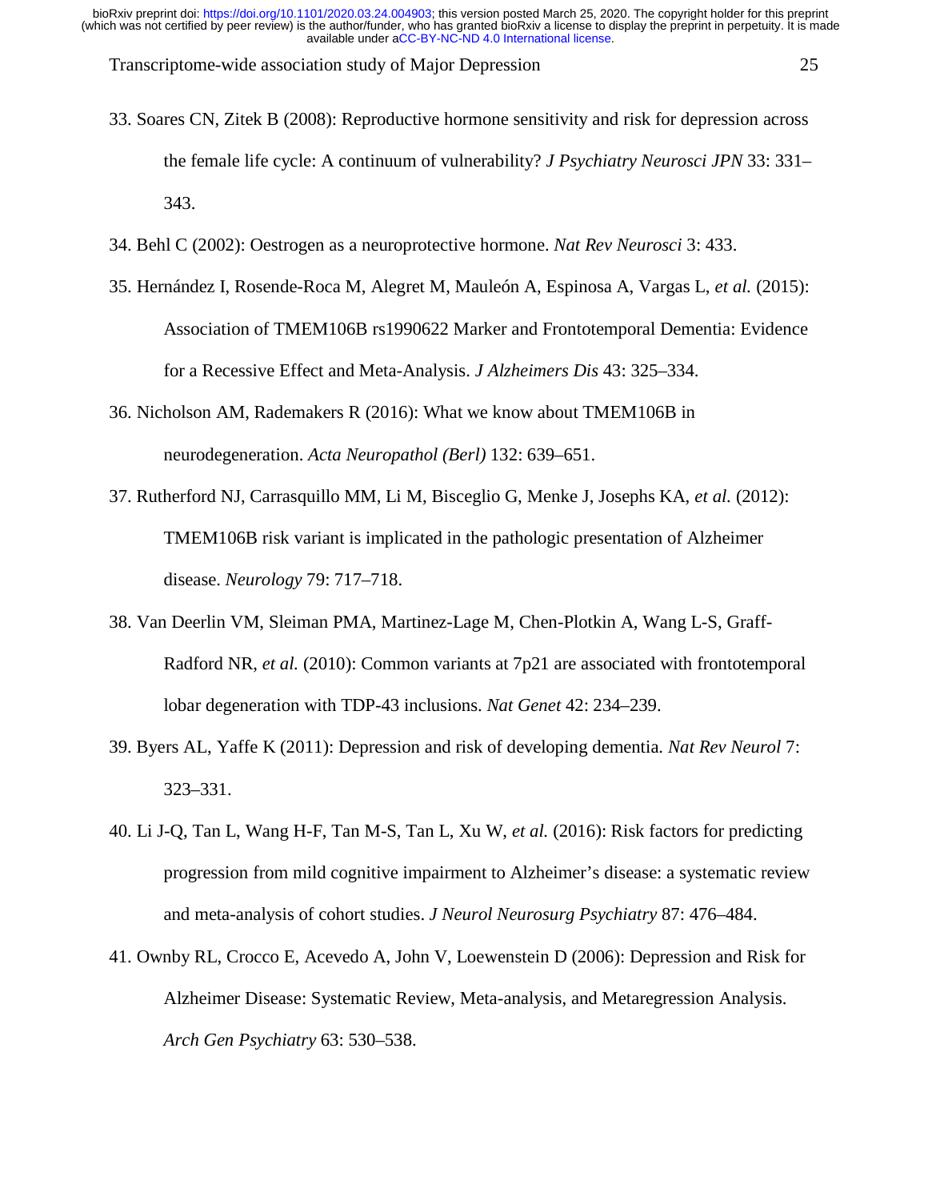33. Soares CN, Zitek B (2008): Reproductive hormone sensitivity and risk for depression across the female life cycle: A continuum of vulnerability? *J Psychiatry Neurosci JPN* 33: 331–343.

34. Behl C (2002): Oestrogen as a neuroprotective hormone. *Nat Rev Neurosci* 3: 433.

35. Hernández I, Rosende-Roca M, Alegret M, Mauleón A, Espinosa A, Vargas L, *et al.* (2015): Association of TMEM106B rs1990622 Marker and Frontotemporal Dementia: Evidence for a Recessive Effect and Meta-Analysis. *J Alzheimers Dis* 43: 325–334.

36. Nicholson AM, Rademakers R (2016): What we know about TMEM106B in neurodegeneration. *Acta Neuropathol (Berl)* 132: 639–651.

37. Rutherford NJ, Carrasquillo MM, Li M, Bisceglio G, Menke J, Josephs KA, *et al.* (2012): TMEM106B risk variant is implicated in the pathologic presentation of Alzheimer disease. *Neurology* 79: 717–718.

38. Van Deerlin VM, Sleiman PMA, Martinez-Lage M, Chen-Plotkin A, Wang L-S, Graff-Radford NR, *et al.* (2010): Common variants at 7p21 are associated with frontotemporal lobar degeneration with TDP-43 inclusions. *Nat Genet* 42: 234–239.

39. Byers AL, Yaffe K (2011): Depression and risk of developing dementia. *Nat Rev Neurol* 7: 323–331.

40. Li J-Q, Tan L, Wang H-F, Tan M-S, Tan L, Xu W, *et al.* (2016): Risk factors for predicting progression from mild cognitive impairment to Alzheimer's disease: a systematic review and meta-analysis of cohort studies. *J Neurol Neurosurg Psychiatry* 87: 476–484.

41. Ownby RL, Crocco E, Acevedo A, John V, Loewenstein D (2006): Depression and Risk for Alzheimer Disease: Systematic Review, Meta-analysis, and Metaregression Analysis. *Arch Gen Psychiatry* 63: 530–538.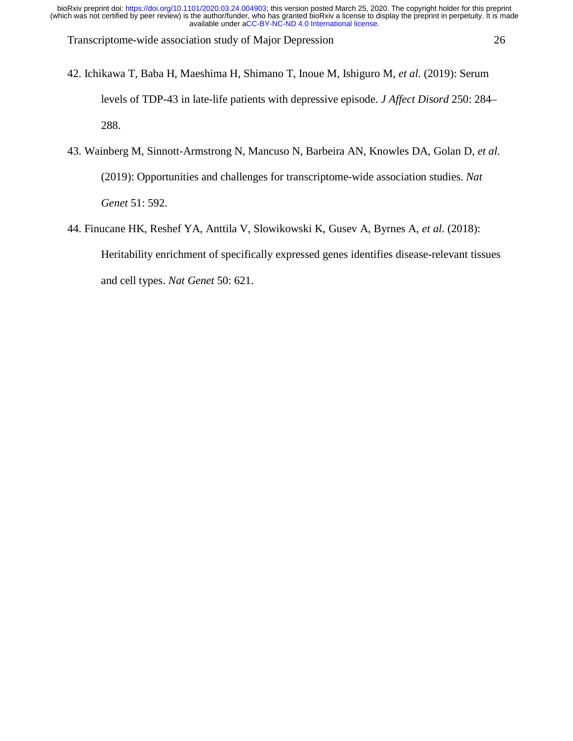42. Ichikawa T, Baba H, Maeshima H, Shimano T, Inoue M, Ishiguro M, *et al.* (2019): Serum levels of TDP-43 in late-life patients with depressive episode. *J Affect Disord* 250: 284–288.

43. Wainberg M, Sinnott-Armstrong N, Mancuso N, Barbeira AN, Knowles DA, Golan D, *et al.* (2019): Opportunities and challenges for transcriptome-wide association studies. *Nat Genet* 51: 592.

44. Finucane HK, Reshef YA, Anttila V, Slowikowski K, Gusev A, Byrnes A, *et al.* (2018): Heritability enrichment of specifically expressed genes identifies disease-relevant tissues and cell types. *Nat Genet* 50: 621.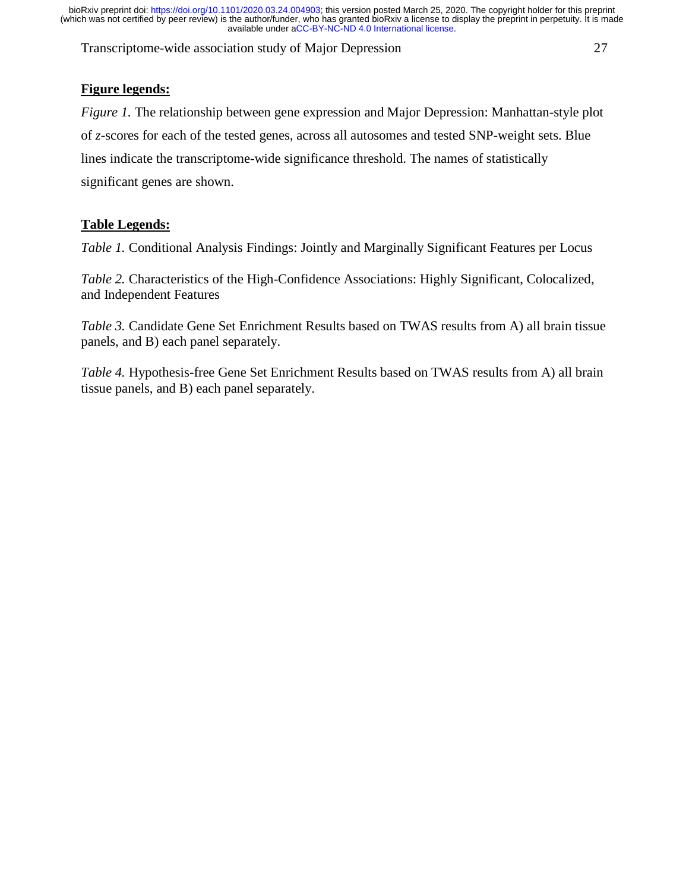**Figure legends:**

*Figure 1.* The relationship between gene expression and Major Depression: Manhattan-style plot of *z*-scores for each of the tested genes, across all autosomes and tested SNP-weight sets. Blue lines indicate the transcriptome-wide significance threshold. The names of statistically significant genes are shown.

**Table Legends:**

*Table 1.* Conditional Analysis Findings: Jointly and Marginally Significant Features per Locus

*Table 2.* Characteristics of the High-Confidence Associations: Highly Significant, Colocalized, and Independent Features

*Table 3.* Candidate Gene Set Enrichment Results based on TWAS results from A) all brain tissue panels, and B) each panel separately.

*Table 4.* Hypothesis-free Gene Set Enrichment Results based on TWAS results from A) all brain tissue panels, and B) each panel separately.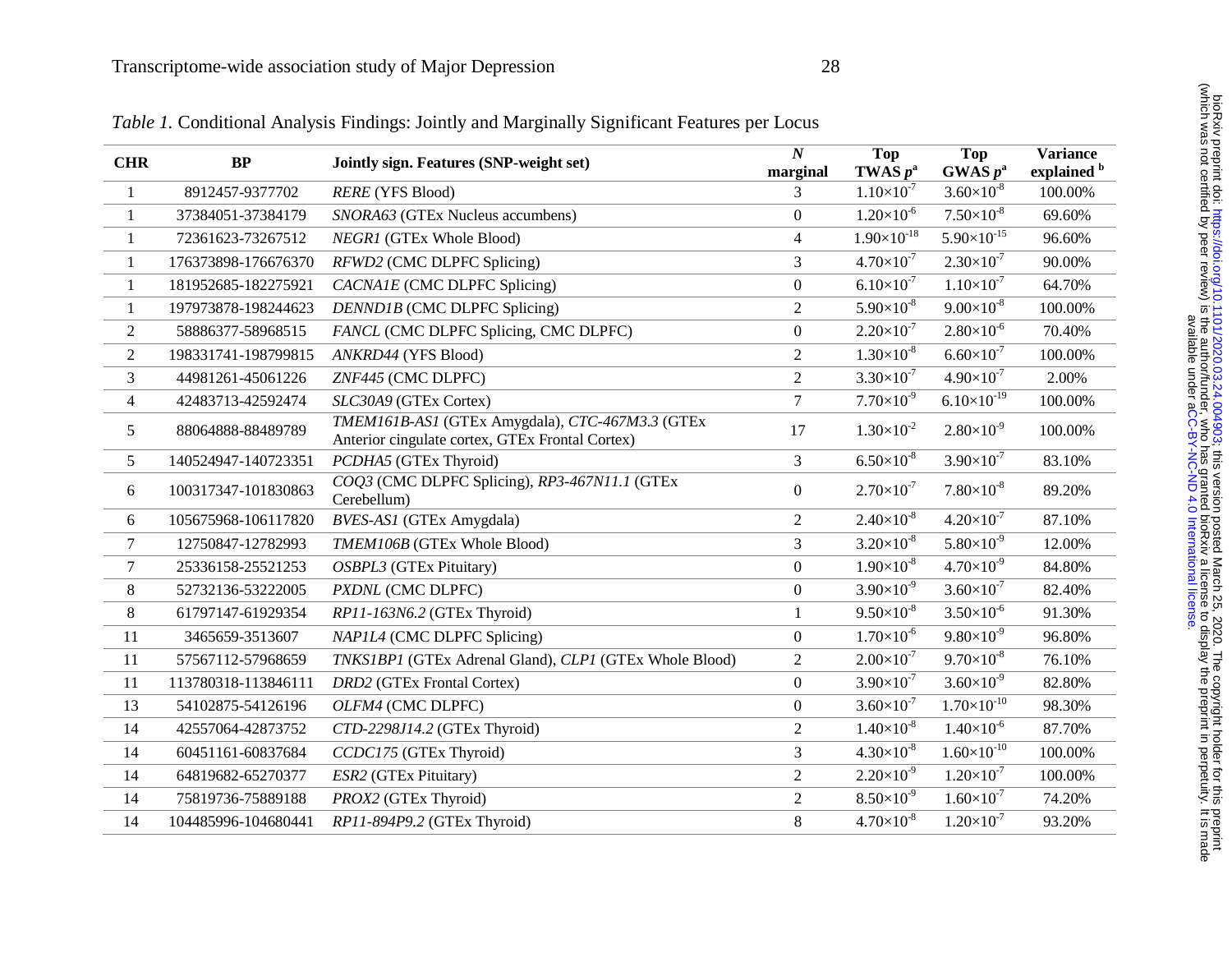*Table 1.* Conditional Analysis Findings: Jointly and Marginally Significant Features per Locus

| CHR | BP | Jointly sign. Features (SNP-weight set) | *N* marginal | Top TWAS $p$[a] | Top GWAS $p$[a] | Variance explained [b] |
|---|---|---|---|---|---|---|
| 1 | 8912457-9377702 | *RERE* (YFS Blood) | 3 | $1.10{\times}10^{-7}$ | $3.60{\times}10^{-8}$ | 100.00% |
| 1 | 37384051-37384179 | *SNORA63* (GTEx Nucleus accumbens) | 0 | $1.20{\times}10^{-6}$ | $7.50{\times}10^{-8}$ | 69.60% |
| 1 | 72361623-73267512 | *NEGR1* (GTEx Whole Blood) | 4 | $1.90{\times}10^{-18}$ | $5.90{\times}10^{-15}$ | 96.60% |
| 1 | 176373898-176676370 | *RFWD2* (CMC DLPFC Splicing) | 3 | $4.70{\times}10^{-7}$ | $2.30{\times}10^{-7}$ | 90.00% |
| 1 | 181952685-182275921 | *CACNA1E* (CMC DLPFC Splicing) | 0 | $6.10{\times}10^{-7}$ | $1.10{\times}10^{-7}$ | 64.70% |
| 1 | 197973878-198244623 | *DENND1B* (CMC DLPFC Splicing) | 2 | $5.90{\times}10^{-8}$ | $9.00{\times}10^{-8}$ | 100.00% |
| 2 | 58886377-58968515 | *FANCL* (CMC DLPFC Splicing, CMC DLPFC) | 0 | $2.20{\times}10^{-7}$ | $2.80{\times}10^{-6}$ | 70.40% |
| 2 | 198331741-198799815 | *ANKRD44* (YFS Blood) | 2 | $1.30{\times}10^{-8}$ | $6.60{\times}10^{-7}$ | 100.00% |
| 3 | 44981261-45061226 | *ZNF445* (CMC DLPFC) | 2 | $3.30{\times}10^{-7}$ | $4.90{\times}10^{-7}$ | 2.00% |
| 4 | 42483713-42592474 | *SLC30A9* (GTEx Cortex) | 7 | $7.70{\times}10^{-9}$ | $6.10{\times}10^{-19}$ | 100.00% |
| 5 | 88064888-88489789 | *TMEM161B-AS1* (GTEx Amygdala), *CTC-467M3.3* (GTEx Anterior cingulate cortex, GTEx Frontal Cortex) | 17 | $1.30{\times}10^{-2}$ | $2.80{\times}10^{-9}$ | 100.00% |
| 5 | 140524947-140723351 | *PCDHA5* (GTEx Thyroid) | 3 | $6.50{\times}10^{-8}$ | $3.90{\times}10^{-7}$ | 83.10% |
| 6 | 100317347-101830863 | *COQ3* (CMC DLPFC Splicing), *RP3-467N11.1* (GTEx Cerebellum) | 0 | $2.70{\times}10^{-7}$ | $7.80{\times}10^{-8}$ | 89.20% |
| 6 | 105675968-106117820 | *BVES-AS1* (GTEx Amygdala) | 2 | $2.40{\times}10^{-8}$ | $4.20{\times}10^{-7}$ | 87.10% |
| 7 | 12750847-12782993 | *TMEM106B* (GTEx Whole Blood) | 3 | $3.20{\times}10^{-8}$ | $5.80{\times}10^{-9}$ | 12.00% |
| 7 | 25336158-25521253 | *OSBPL3* (GTEx Pituitary) | 0 | $1.90{\times}10^{-8}$ | $4.70{\times}10^{-9}$ | 84.80% |
| 8 | 52732136-53222005 | *PXDNL* (CMC DLPFC) | 0 | $3.90{\times}10^{-9}$ | $3.60{\times}10^{-7}$ | 82.40% |
| 8 | 61797147-61929354 | *RP11-163N6.2* (GTEx Thyroid) | 1 | $9.50{\times}10^{-8}$ | $3.50{\times}10^{-6}$ | 91.30% |
| 11 | 3465659-3513607 | *NAP1L4* (CMC DLPFC Splicing) | 0 | $1.70{\times}10^{-6}$ | $9.80{\times}10^{-9}$ | 96.80% |
| 11 | 57567112-57968659 | *TNKS1BP1* (GTEx Adrenal Gland), *CLP1* (GTEx Whole Blood) | 2 | $2.00{\times}10^{-7}$ | $9.70{\times}10^{-8}$ | 76.10% |
| 11 | 113780318-113846111 | *DRD2* (GTEx Frontal Cortex) | 0 | $3.90{\times}10^{-7}$ | $3.60{\times}10^{-9}$ | 82.80% |
| 13 | 54102875-54126196 | *OLFM4* (CMC DLPFC) | 0 | $3.60{\times}10^{-7}$ | $1.70{\times}10^{-10}$ | 98.30% |
| 14 | 42557064-42873752 | *CTD-2298J14.2* (GTEx Thyroid) | 2 | $1.40{\times}10^{-8}$ | $1.40{\times}10^{-6}$ | 87.70% |
| 14 | 60451161-60837684 | *CCDC175* (GTEx Thyroid) | 3 | $4.30{\times}10^{-8}$ | $1.60{\times}10^{-10}$ | 100.00% |
| 14 | 64819682-65270377 | *ESR2* (GTEx Pituitary) | 2 | $2.20{\times}10^{-9}$ | $1.20{\times}10^{-7}$ | 100.00% |
| 14 | 75819736-75889188 | *PROX2* (GTEx Thyroid) | 2 | $8.50{\times}10^{-9}$ | $1.60{\times}10^{-7}$ | 74.20% |
| 14 | 104485996-104680441 | *RP11-894P9.2* (GTEx Thyroid) | 8 | $4.70{\times}10^{-8}$ | $1.20{\times}10^{-7}$ | 93.20% |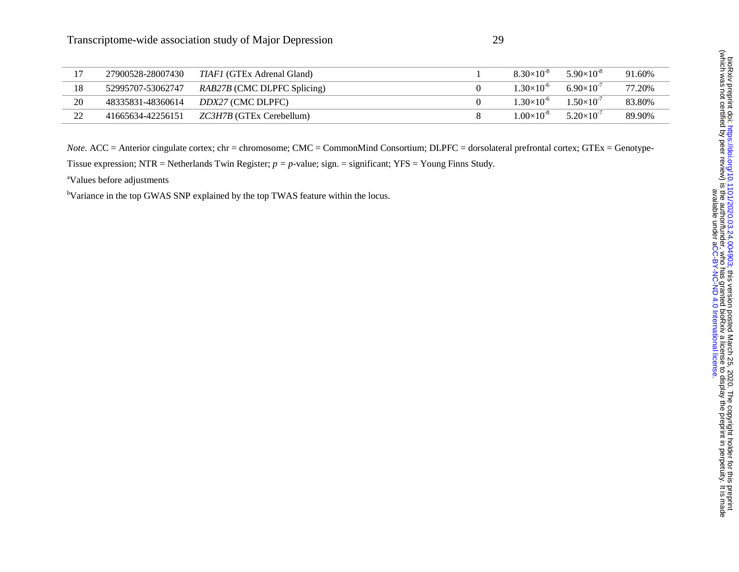| | | | | | | |
|---|---|---|---|---|---|---|
| 17 | 27900528-28007430 | *TIAF1* (GTEx Adrenal Gland) | 1 | $8.30\times10^{-8}$ | $5.90\times10^{-8}$ | 91.60% |
| 18 | 52995707-53062747 | *RAB27B* (CMC DLPFC Splicing) | 0 | $1.30\times10^{-6}$ | $6.90\times10^{-7}$ | 77.20% |
| 20 | 48335831-48360614 | *DDX27* (CMC DLPFC) | 0 | $1.30\times10^{-6}$ | $1.50\times10^{-7}$ | 83.80% |
| 22 | 41665634-42256151 | *ZC3H7B* (GTEx Cerebellum) | 8 | $1.00\times10^{-8}$ | $5.20\times10^{-7}$ | 89.90% |

*Note.* ACC = Anterior cingulate cortex; chr = chromosome; CMC = CommonMind Consortium; DLPFC = dorsolateral prefrontal cortex; GTEx = Genotype-Tissue expression; NTR = Netherlands Twin Register; $p$ = $p$-value; sign. = significant; YFS = Young Finns Study.

[a]Values before adjustments

[b]Variance in the top GWAS SNP explained by the top TWAS feature within the locus.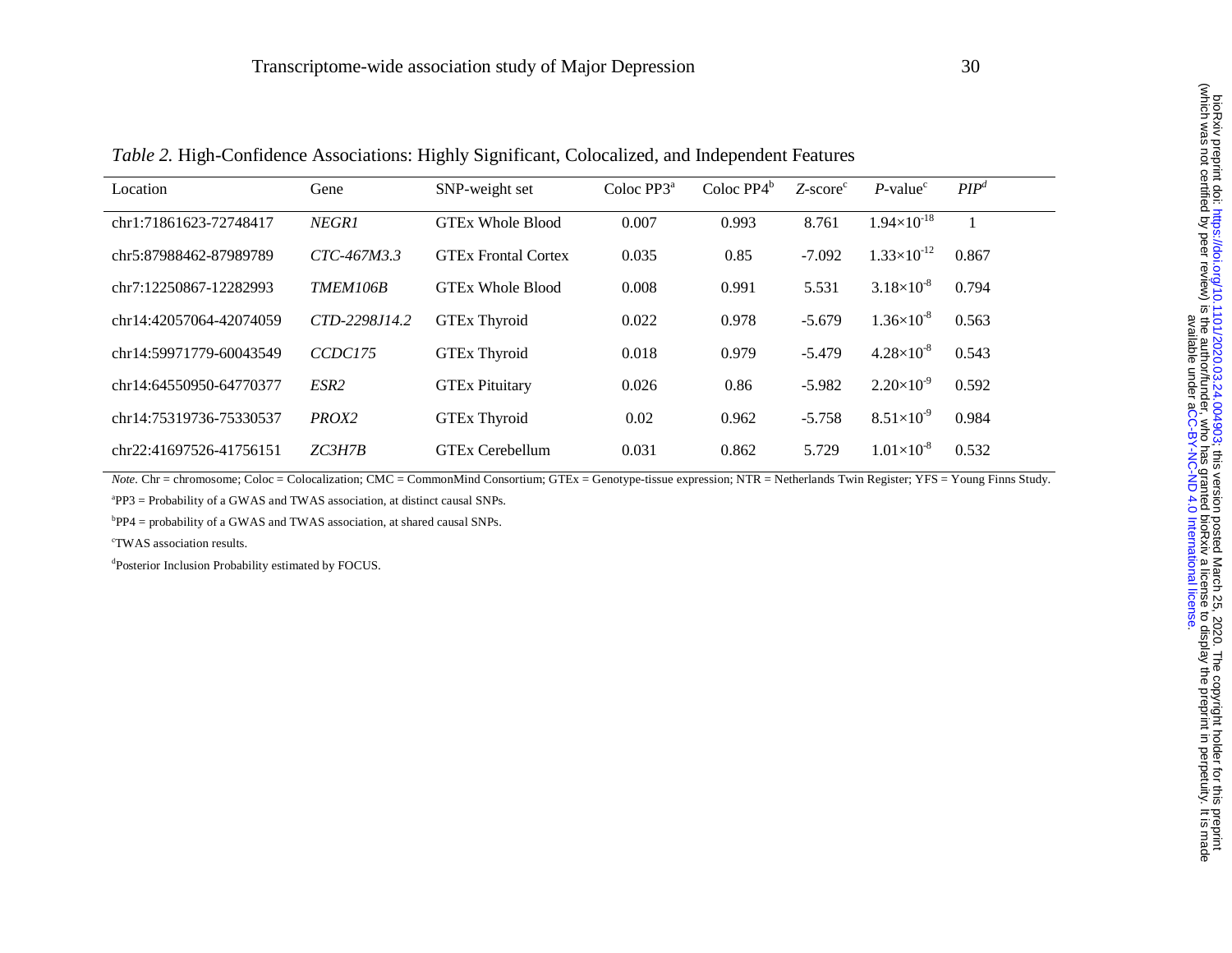*Table 2.* High-Confidence Associations: Highly Significant, Colocalized, and Independent Features

| Location | Gene | SNP-weight set | Coloc PP3[a] | Coloc PP4[b] | *Z*-score[c] | *P*-value[c] | *PIP*[d] |
|---|---|---|---|---|---|---|---|
| chr1:71861623-72748417 | *NEGR1* | GTEx Whole Blood | 0.007 | 0.993 | 8.761 | $1.94{\times}10^{-18}$ | 1 |
| chr5:87988462-87989789 | *CTC-467M3.3* | GTEx Frontal Cortex | 0.035 | 0.85 | -7.092 | $1.33{\times}10^{-12}$ | 0.867 |
| chr7:12250867-12282993 | *TMEM106B* | GTEx Whole Blood | 0.008 | 0.991 | 5.531 | $3.18{\times}10^{-8}$ | 0.794 |
| chr14:42057064-42074059 | *CTD-2298J14.2* | GTEx Thyroid | 0.022 | 0.978 | -5.679 | $1.36{\times}10^{-8}$ | 0.563 |
| chr14:59971779-60043549 | *CCDC175* | GTEx Thyroid | 0.018 | 0.979 | -5.479 | $4.28{\times}10^{-8}$ | 0.543 |
| chr14:64550950-64770377 | *ESR2* | GTEx Pituitary | 0.026 | 0.86 | -5.982 | $2.20{\times}10^{-9}$ | 0.592 |
| chr14:75319736-75330537 | *PROX2* | GTEx Thyroid | 0.02 | 0.962 | -5.758 | $8.51{\times}10^{-9}$ | 0.984 |
| chr22:41697526-41756151 | *ZC3H7B* | GTEx Cerebellum | 0.031 | 0.862 | 5.729 | $1.01{\times}10^{-8}$ | 0.532 |

*Note.* Chr = chromosome; Coloc = Colocalization; CMC = CommonMind Consortium; GTEx = Genotype-tissue expression; NTR = Netherlands Twin Register; YFS = Young Finns Study.

[a]PP3 = Probability of a GWAS and TWAS association, at distinct causal SNPs.

[b]PP4 = probability of a GWAS and TWAS association, at shared causal SNPs.

[c]TWAS association results.

[d]Posterior Inclusion Probability estimated by FOCUS.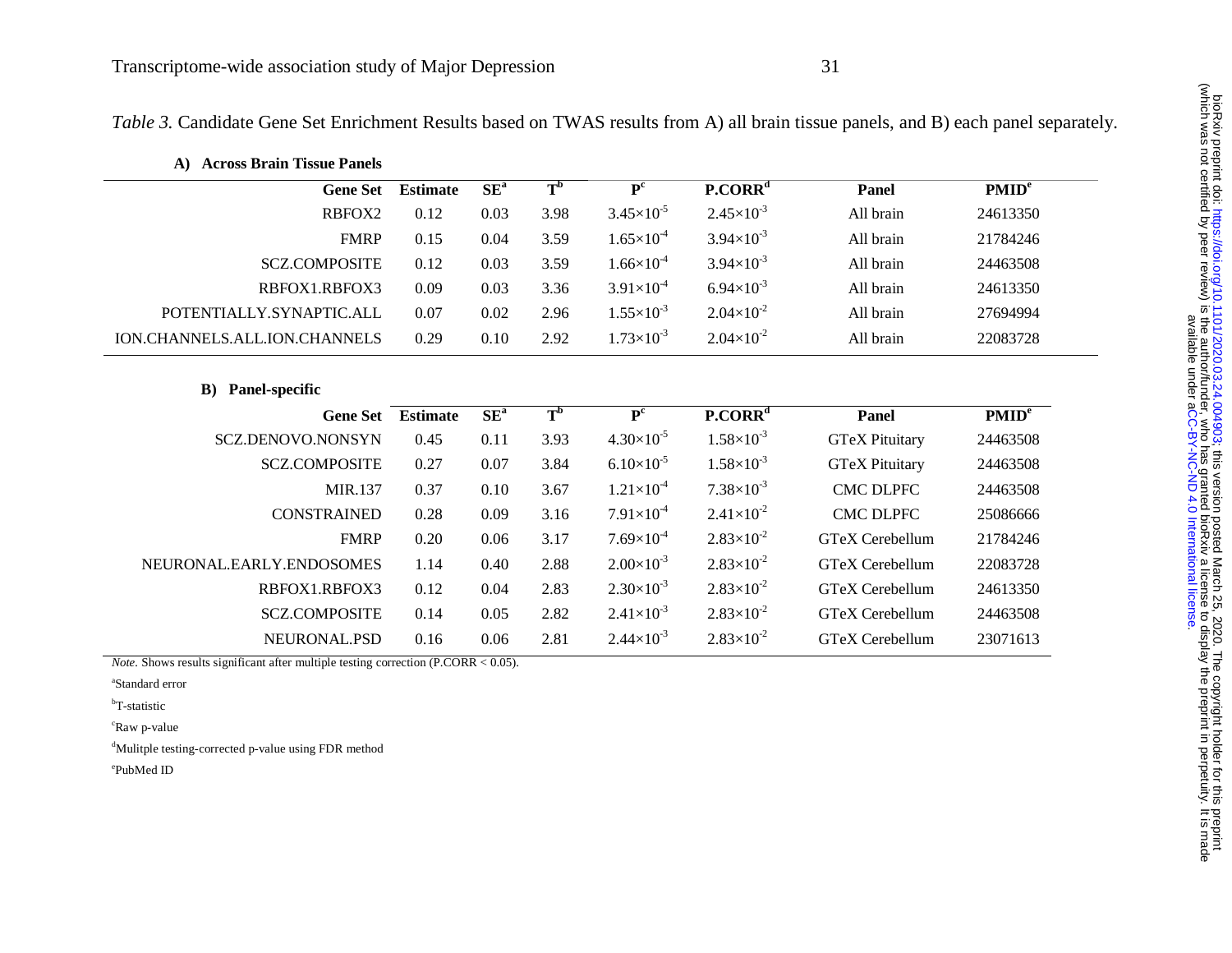*Table 3.* Candidate Gene Set Enrichment Results based on TWAS results from A) all brain tissue panels, and B) each panel separately.

**A) Across Brain Tissue Panels**

| Gene Set | Estimate | SE[a] | T[b] | P[c] | P.CORR[d] | Panel | PMID[e] |
|---|---|---|---|---|---|---|---|
| RBFOX2 | 0.12 | 0.03 | 3.98 | $3.45\times10^{-5}$ | $2.45\times10^{-3}$ | All brain | 24613350 |
| FMRP | 0.15 | 0.04 | 3.59 | $1.65\times10^{-4}$ | $3.94\times10^{-3}$ | All brain | 21784246 |
| SCZ.COMPOSITE | 0.12 | 0.03 | 3.59 | $1.66\times10^{-4}$ | $3.94\times10^{-3}$ | All brain | 24463508 |
| RBFOX1.RBFOX3 | 0.09 | 0.03 | 3.36 | $3.91\times10^{-4}$ | $6.94\times10^{-3}$ | All brain | 24613350 |
| POTENTIALLY.SYNAPTIC.ALL | 0.07 | 0.02 | 2.96 | $1.55\times10^{-3}$ | $2.04\times10^{-2}$ | All brain | 27694994 |
| ION.CHANNELS.ALL.ION.CHANNELS | 0.29 | 0.10 | 2.92 | $1.73\times10^{-3}$ | $2.04\times10^{-2}$ | All brain | 22083728 |

**B) Panel-specific**

| Gene Set | Estimate | SE[a] | T[b] | P[c] | P.CORR[d] | Panel | PMID[e] |
|---|---|---|---|---|---|---|---|
| SCZ.DENOVO.NONSYN | 0.45 | 0.11 | 3.93 | $4.30\times10^{-5}$ | $1.58\times10^{-3}$ | GTeX Pituitary | 24463508 |
| SCZ.COMPOSITE | 0.27 | 0.07 | 3.84 | $6.10\times10^{-5}$ | $1.58\times10^{-3}$ | GTeX Pituitary | 24463508 |
| MIR.137 | 0.37 | 0.10 | 3.67 | $1.21\times10^{-4}$ | $7.38\times10^{-3}$ | CMC DLPFC | 24463508 |
| CONSTRAINED | 0.28 | 0.09 | 3.16 | $7.91\times10^{-4}$ | $2.41\times10^{-2}$ | CMC DLPFC | 25086666 |
| FMRP | 0.20 | 0.06 | 3.17 | $7.69\times10^{-4}$ | $2.83\times10^{-2}$ | GTeX Cerebellum | 21784246 |
| NEURONAL.EARLY.ENDOSOMES | 1.14 | 0.40 | 2.88 | $2.00\times10^{-3}$ | $2.83\times10^{-2}$ | GTeX Cerebellum | 22083728 |
| RBFOX1.RBFOX3 | 0.12 | 0.04 | 2.83 | $2.30\times10^{-3}$ | $2.83\times10^{-2}$ | GTeX Cerebellum | 24613350 |
| SCZ.COMPOSITE | 0.14 | 0.05 | 2.82 | $2.41\times10^{-3}$ | $2.83\times10^{-2}$ | GTeX Cerebellum | 24463508 |
| NEURONAL.PSD | 0.16 | 0.06 | 2.81 | $2.44\times10^{-3}$ | $2.83\times10^{-2}$ | GTeX Cerebellum | 23071613 |

*Note.* Shows results significant after multiple testing correction (P.CORR < 0.05).

[a]Standard error

[b]T-statistic

[c]Raw p-value

[d]Mulitple testing-corrected p-value using FDR method

[e]PubMed ID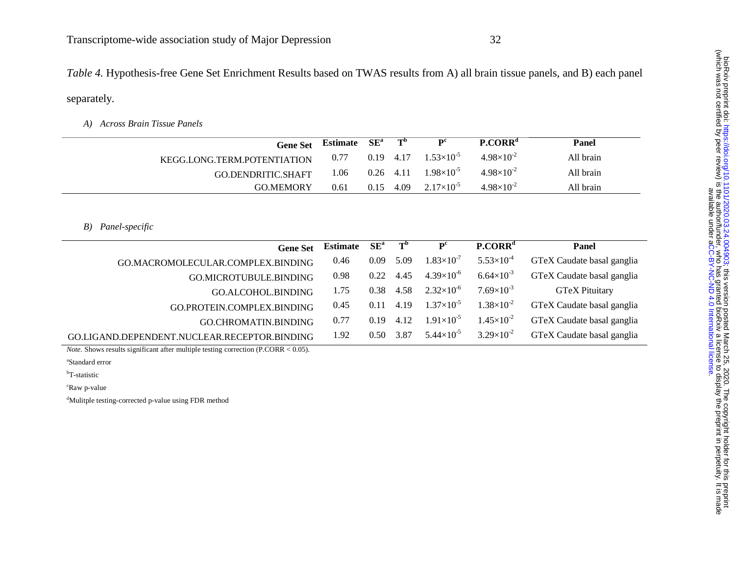*Table 4.* Hypothesis-free Gene Set Enrichment Results based on TWAS results from A) all brain tissue panels, and B) each panel separately.

*A) Across Brain Tissue Panels*

| Gene Set | Estimate | SE[a] | T[b] | P[c] | P.CORR[d] | Panel |
|---|---|---|---|---|---|---|
| KEGG.LONG.TERM.POTENTIATION | 0.77 | 0.19 | 4.17 | $1.53{\times}10^{-5}$ | $4.98{\times}10^{-2}$ | All brain |
| GO.DENDRITIC.SHAFT | 1.06 | 0.26 | 4.11 | $1.98{\times}10^{-5}$ | $4.98{\times}10^{-2}$ | All brain |
| GO.MEMORY | 0.61 | 0.15 | 4.09 | $2.17{\times}10^{-5}$ | $4.98{\times}10^{-2}$ | All brain |

*B) Panel-specific*

| Gene Set | Estimate | SE[a] | T[b] | P[c] | P.CORR[d] | Panel |
|---|---|---|---|---|---|---|
| GO.MACROMOLECULAR.COMPLEX.BINDING | 0.46 | 0.09 | 5.09 | $1.83{\times}10^{-7}$ | $5.53{\times}10^{-4}$ | GTeX Caudate basal ganglia |
| GO.MICROTUBULE.BINDING | 0.98 | 0.22 | 4.45 | $4.39{\times}10^{-6}$ | $6.64{\times}10^{-3}$ | GTeX Caudate basal ganglia |
| GO.ALCOHOL.BINDING | 1.75 | 0.38 | 4.58 | $2.32{\times}10^{-6}$ | $7.69{\times}10^{-3}$ | GTeX Pituitary |
| GO.PROTEIN.COMPLEX.BINDING | 0.45 | 0.11 | 4.19 | $1.37{\times}10^{-5}$ | $1.38{\times}10^{-2}$ | GTeX Caudate basal ganglia |
| GO.CHROMATIN.BINDING | 0.77 | 0.19 | 4.12 | $1.91{\times}10^{-5}$ | $1.45{\times}10^{-2}$ | GTeX Caudate basal ganglia |
| GO.LIGAND.DEPENDENT.NUCLEAR.RECEPTOR.BINDING | 1.92 | 0.50 | 3.87 | $5.44{\times}10^{-5}$ | $3.29{\times}10^{-2}$ | GTeX Caudate basal ganglia |

*Note*. Shows results significant after multiple testing correction (P.CORR < 0.05).

[a]Standard error

[b]T-statistic

[c]Raw p-value

[d]Mulitple testing-corrected p-value using FDR method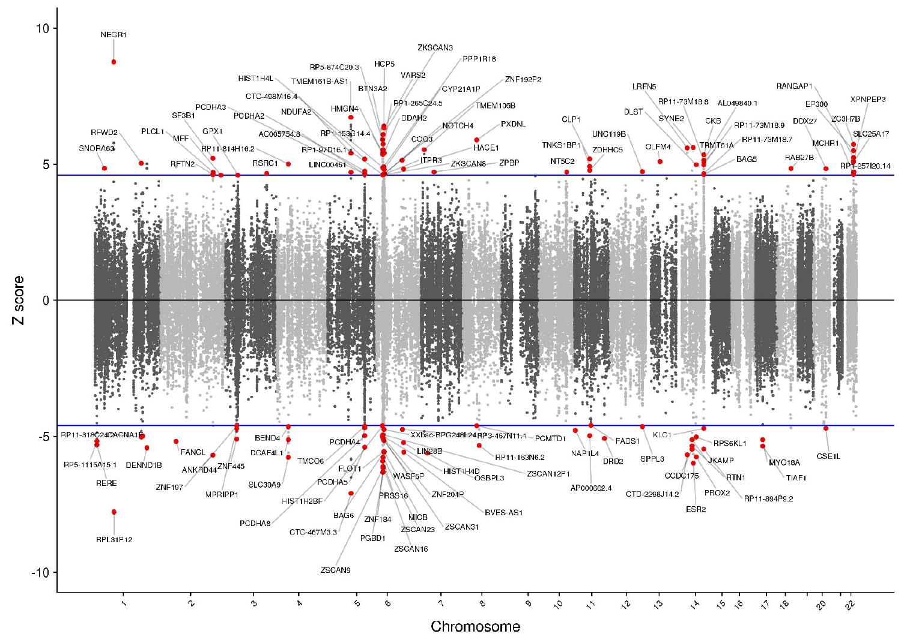Z score

10
5
0
-5
-10

Chromosome

1
2
3
4
5
6
7
8
9
10
11
12
13
14
15
16
17
18
20
22

NEGR1
RFWD2
SNORA63
PLCL1
MFF
SF3B1
PCDHA3
GPX1
RFTN2
RP11-814H16.2
PCDHA2
RSRC1
AC005754.8
HIST1H4L
TMEM161B-AS1
CTC-498M16.4
NDUFA2
RP5-874C20.3
HCP5
BTN3A2
HMGN4
RP1-153G14.4
RP1-97D16.1
LINC00461
ZKSCAN3
PPP1R18
VARS2
CYP21A1P
RP1-265C24.5
DDAH2
ZNF192P2
TMEM106B
NOTCH4
COQ3
PXDNL
HACE1
ITPR3
ZKSCAN8
ZPBP
CLP1
TNKS1BP1
NT5C2
UNC119B
ZDHHC5
LRFN5
RP11-73M18.8
DLST
SYNE2
AL049840.1
CKB
OLFM4
TRMT61A
RP11-73M18.9
RP11-73M18.7
BAG5
RANGAP1
EP300
DDX27
ZC3H7B
XPNPEP3
SLC25A17
MCHR1
RAB27B
RP1-257I20.14

RP11-318C24.2
CACNA1E
RP5-1115A15.1
RERE
RPL31P12
DENND1B
FANCL
ZNF197
ANKRD44
ZNF445
MPRIPP1
BEND4
DCAF4L1
SLC30A9
PCDHA4
TMCO6
FLOT1
PCDHA5
HIST1H2BF
BAG6
PCDHA8
CTC-467M3.3
ZNF184
PGBD1
ZSCAN9
PRSS16
MICB
ZSCAN23
ZSCAN16
WASF5P
ZNF204P
ZSCAN31
XXbac-BPG248L24.12
LIN28B
RP3-467N11.1
HIST1H4D
OSBPL3
RP11-163N6.2
PCMTD1
ZSCAN12P1
BVES-AS1
NAP1L4
AP000662.4
FADS1
DRD2
SPPL3
KLC1
RPS6KL1
JKAMP
CCDC175
CTD-2298J14.2
ESR2
PROX2
RTN1
RP11-894P9.2
MYO18A
TIAF1
CSE1L